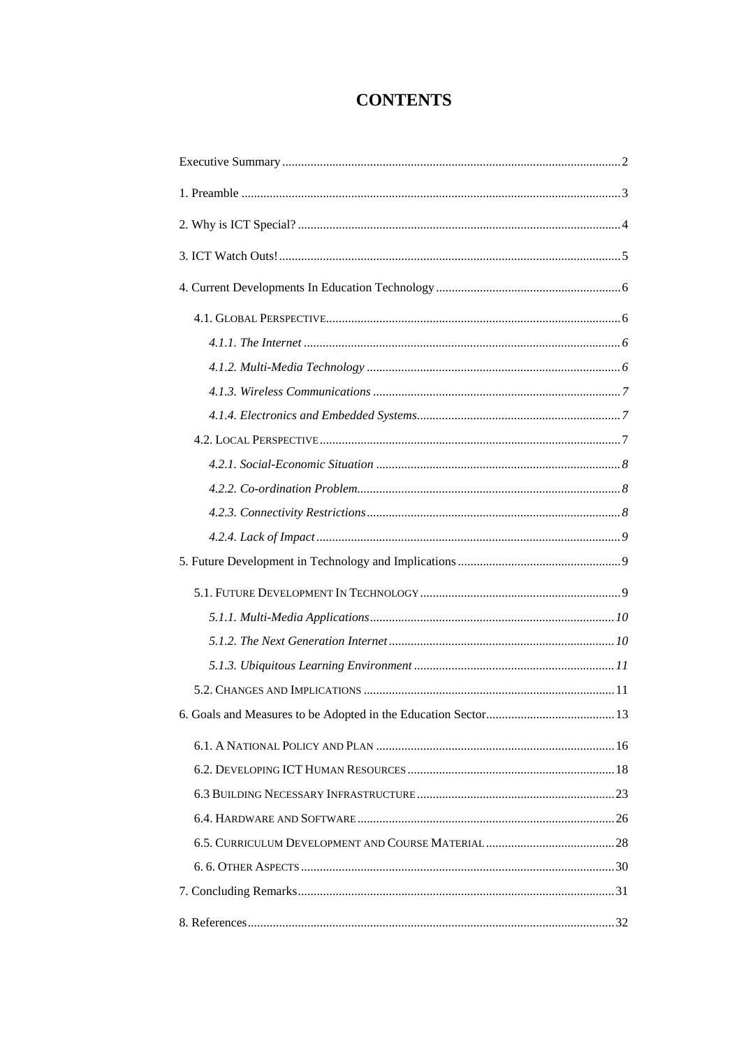# CONTENTS

Executive Summary .......... 2

1. Preamble .......... 3

2. Why is ICT Special? .......... 4

3. ICT Watch Outs! .......... 5

4. Current Developments In Education Technology .......... 6

   4.1. Global Perspective .......... 6

      *4.1.1. The Internet* .......... *6*

      *4.1.2. Multi-Media Technology* .......... *6*

      *4.1.3. Wireless Communications* .......... *7*

      *4.1.4. Electronics and Embedded Systems* .......... *7*

   4.2. Local Perspective .......... 7

      *4.2.1. Social-Economic Situation* .......... *8*

      *4.2.2. Co-ordination Problem* .......... *8*

      *4.2.3. Connectivity Restrictions* .......... *8*

      *4.2.4. Lack of Impact* .......... *9*

5. Future Development in Technology and Implications .......... 9

   5.1. Future Development In Technology .......... 9

      *5.1.1. Multi-Media Applications* .......... *10*

      *5.1.2. The Next Generation Internet* .......... *10*

      *5.1.3. Ubiquitous Learning Environment* .......... *11*

   5.2. Changes and Implications .......... 11

6. Goals and Measures to be Adopted in the Education Sector .......... 13

   6.1. A National Policy and Plan .......... 16

   6.2. Developing ICT Human Resources .......... 18

   6.3 Building Necessary Infrastructure .......... 23

   6.4. Hardware and Software .......... 26

   6.5. Curriculum Development and Course Material .......... 28

   6. 6. Other Aspects .......... 30

7. Concluding Remarks .......... 31

8. References .......... 32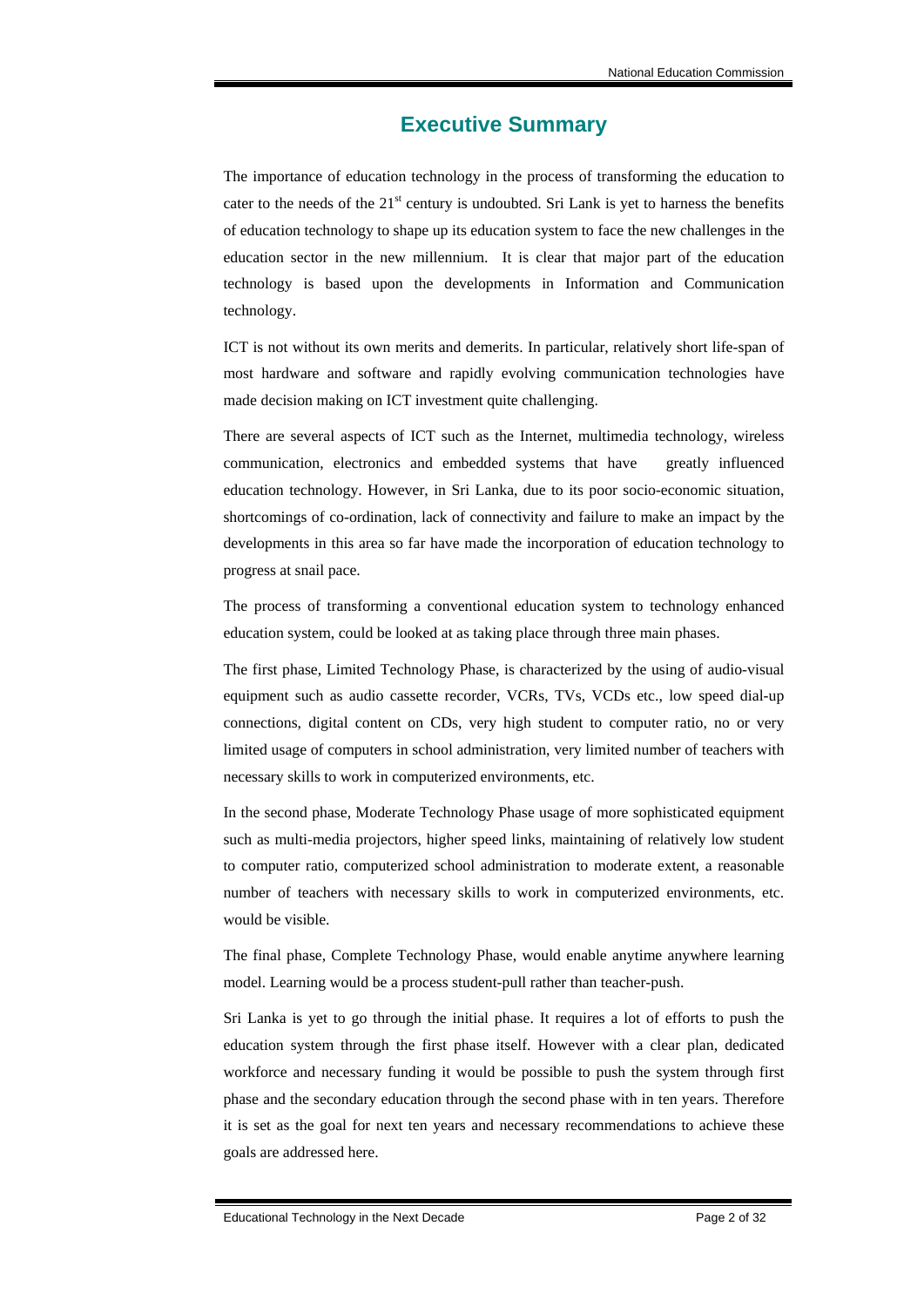# Executive Summary

The importance of education technology in the process of transforming the education to cater to the needs of the 21st century is undoubted. Sri Lank is yet to harness the benefits of education technology to shape up its education system to face the new challenges in the education sector in the new millennium. It is clear that major part of the education technology is based upon the developments in Information and Communication technology.

ICT is not without its own merits and demerits. In particular, relatively short life-span of most hardware and software and rapidly evolving communication technologies have made decision making on ICT investment quite challenging.

There are several aspects of ICT such as the Internet, multimedia technology, wireless communication, electronics and embedded systems that have greatly influenced education technology. However, in Sri Lanka, due to its poor socio-economic situation, shortcomings of co-ordination, lack of connectivity and failure to make an impact by the developments in this area so far have made the incorporation of education technology to progress at snail pace.

The process of transforming a conventional education system to technology enhanced education system, could be looked at as taking place through three main phases.

The first phase, Limited Technology Phase, is characterized by the using of audio-visual equipment such as audio cassette recorder, VCRs, TVs, VCDs etc., low speed dial-up connections, digital content on CDs, very high student to computer ratio, no or very limited usage of computers in school administration, very limited number of teachers with necessary skills to work in computerized environments, etc.

In the second phase, Moderate Technology Phase usage of more sophisticated equipment such as multi-media projectors, higher speed links, maintaining of relatively low student to computer ratio, computerized school administration to moderate extent, a reasonable number of teachers with necessary skills to work in computerized environments, etc. would be visible.

The final phase, Complete Technology Phase, would enable anytime anywhere learning model. Learning would be a process student-pull rather than teacher-push.

Sri Lanka is yet to go through the initial phase. It requires a lot of efforts to push the education system through the first phase itself. However with a clear plan, dedicated workforce and necessary funding it would be possible to push the system through first phase and the secondary education through the second phase with in ten years. Therefore it is set as the goal for next ten years and necessary recommendations to achieve these goals are addressed here.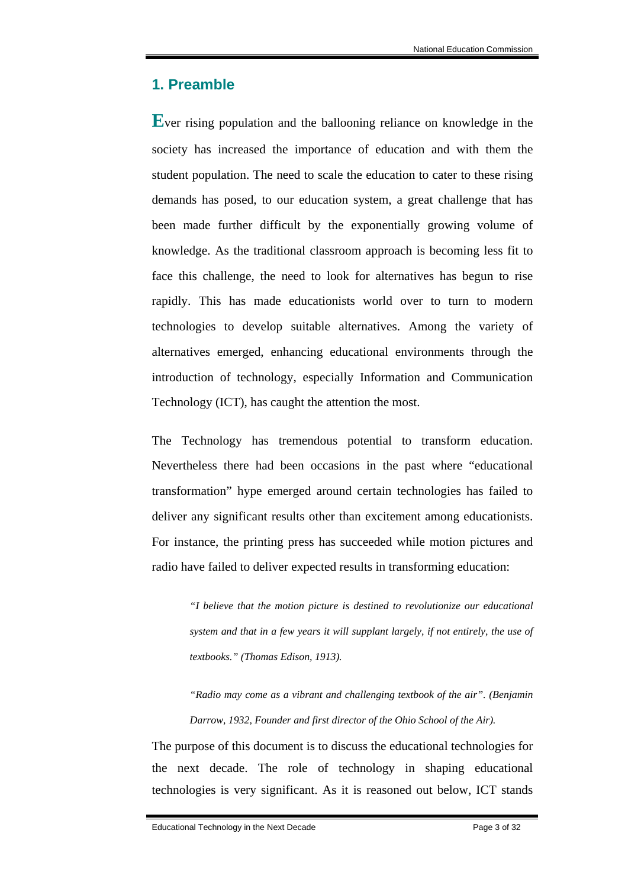## 1. Preamble

Ever rising population and the ballooning reliance on knowledge in the society has increased the importance of education and with them the student population. The need to scale the education to cater to these rising demands has posed, to our education system, a great challenge that has been made further difficult by the exponentially growing volume of knowledge. As the traditional classroom approach is becoming less fit to face this challenge, the need to look for alternatives has begun to rise rapidly. This has made educationists world over to turn to modern technologies to develop suitable alternatives. Among the variety of alternatives emerged, enhancing educational environments through the introduction of technology, especially Information and Communication Technology (ICT), has caught the attention the most.

The Technology has tremendous potential to transform education. Nevertheless there had been occasions in the past where "educational transformation" hype emerged around certain technologies has failed to deliver any significant results other than excitement among educationists. For instance, the printing press has succeeded while motion pictures and radio have failed to deliver expected results in transforming education:

> *"I believe that the motion picture is destined to revolutionize our educational system and that in a few years it will supplant largely, if not entirely, the use of textbooks." (Thomas Edison, 1913).*

> *"Radio may come as a vibrant and challenging textbook of the air". (Benjamin Darrow, 1932, Founder and first director of the Ohio School of the Air).*

The purpose of this document is to discuss the educational technologies for the next decade. The role of technology in shaping educational technologies is very significant. As it is reasoned out below, ICT stands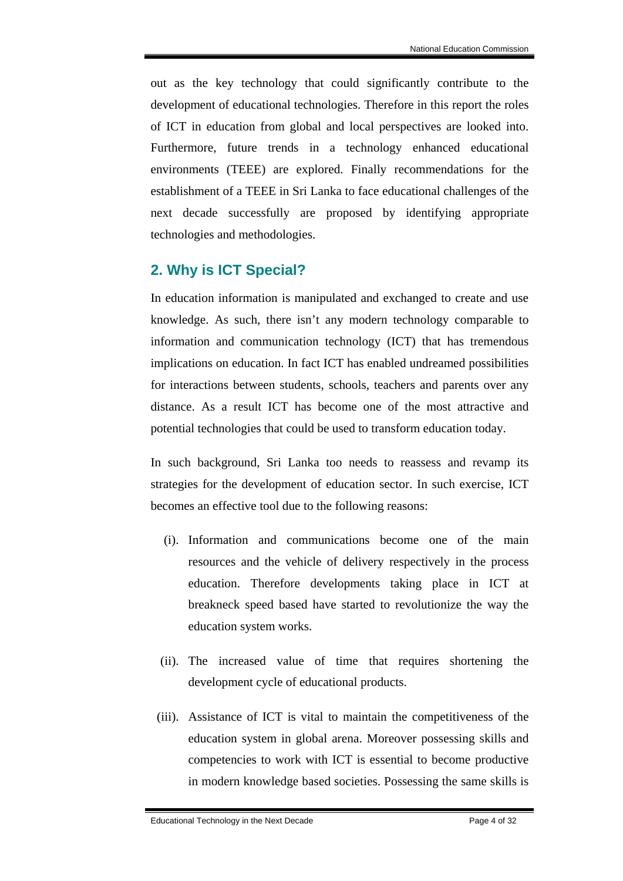out as the key technology that could significantly contribute to the development of educational technologies. Therefore in this report the roles of ICT in education from global and local perspectives are looked into. Furthermore, future trends in a technology enhanced educational environments (TEEE) are explored. Finally recommendations for the establishment of a TEEE in Sri Lanka to face educational challenges of the next decade successfully are proposed by identifying appropriate technologies and methodologies.

## 2. Why is ICT Special?

In education information is manipulated and exchanged to create and use knowledge. As such, there isn't any modern technology comparable to information and communication technology (ICT) that has tremendous implications on education. In fact ICT has enabled undreamed possibilities for interactions between students, schools, teachers and parents over any distance. As a result ICT has become one of the most attractive and potential technologies that could be used to transform education today.

In such background, Sri Lanka too needs to reassess and revamp its strategies for the development of education sector. In such exercise, ICT becomes an effective tool due to the following reasons:

(i). Information and communications become one of the main resources and the vehicle of delivery respectively in the process education. Therefore developments taking place in ICT at breakneck speed based have started to revolutionize the way the education system works.

(ii). The increased value of time that requires shortening the development cycle of educational products.

(iii). Assistance of ICT is vital to maintain the competitiveness of the education system in global arena. Moreover possessing skills and competencies to work with ICT is essential to become productive in modern knowledge based societies. Possessing the same skills is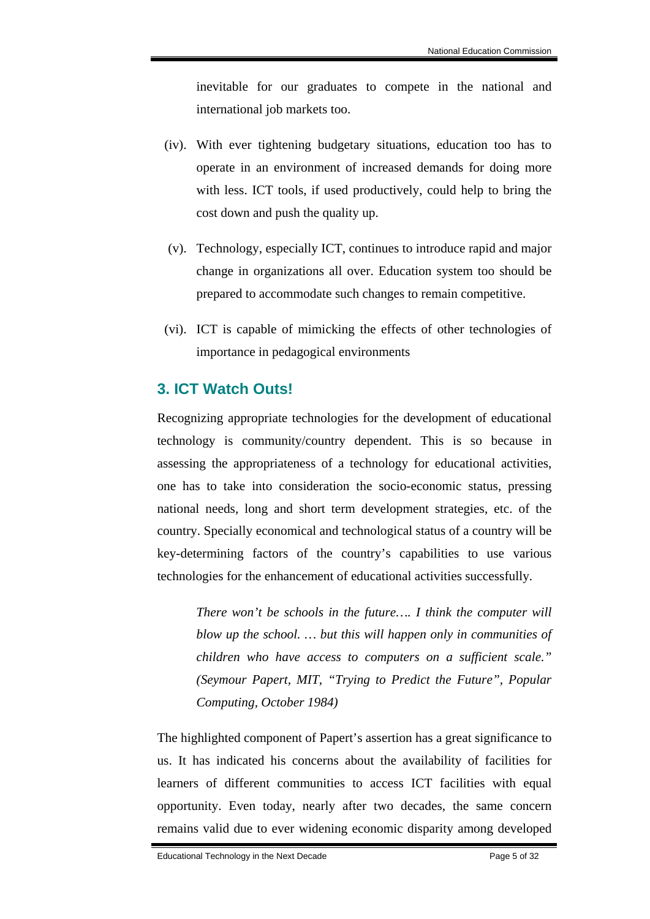inevitable for our graduates to compete in the national and international job markets too.

(iv). With ever tightening budgetary situations, education too has to operate in an environment of increased demands for doing more with less. ICT tools, if used productively, could help to bring the cost down and push the quality up.

(v). Technology, especially ICT, continues to introduce rapid and major change in organizations all over. Education system too should be prepared to accommodate such changes to remain competitive.

(vi). ICT is capable of mimicking the effects of other technologies of importance in pedagogical environments

## 3. ICT Watch Outs!

Recognizing appropriate technologies for the development of educational technology is community/country dependent. This is so because in assessing the appropriateness of a technology for educational activities, one has to take into consideration the socio-economic status, pressing national needs, long and short term development strategies, etc. of the country. Specially economical and technological status of a country will be key-determining factors of the country's capabilities to use various technologies for the enhancement of educational activities successfully.

> *There won't be schools in the future…. I think the computer will blow up the school. … but this will happen only in communities of children who have access to computers on a sufficient scale." (Seymour Papert, MIT, "Trying to Predict the Future", Popular Computing, October 1984)*

The highlighted component of Papert's assertion has a great significance to us. It has indicated his concerns about the availability of facilities for learners of different communities to access ICT facilities with equal opportunity. Even today, nearly after two decades, the same concern remains valid due to ever widening economic disparity among developed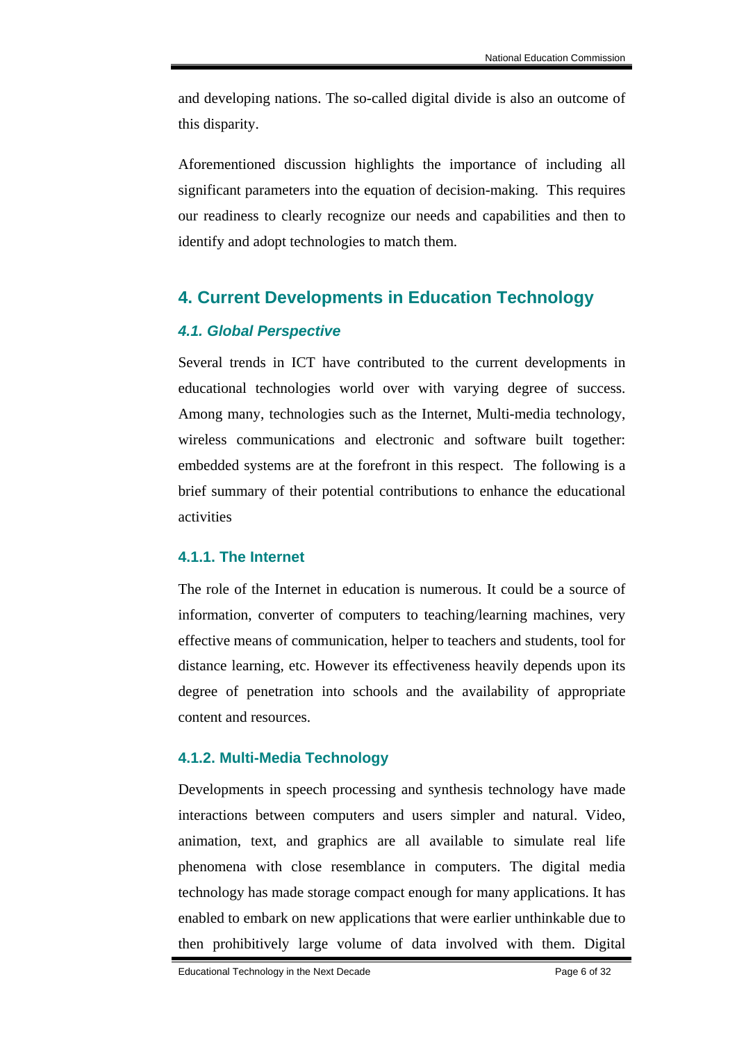and developing nations. The so-called digital divide is also an outcome of this disparity.

Aforementioned discussion highlights the importance of including all significant parameters into the equation of decision-making. This requires our readiness to clearly recognize our needs and capabilities and then to identify and adopt technologies to match them.

## 4. Current Developments in Education Technology

### *4.1. Global Perspective*

Several trends in ICT have contributed to the current developments in educational technologies world over with varying degree of success. Among many, technologies such as the Internet, Multi-media technology, wireless communications and electronic and software built together: embedded systems are at the forefront in this respect. The following is a brief summary of their potential contributions to enhance the educational activities

#### 4.1.1. The Internet

The role of the Internet in education is numerous. It could be a source of information, converter of computers to teaching/learning machines, very effective means of communication, helper to teachers and students, tool for distance learning, etc. However its effectiveness heavily depends upon its degree of penetration into schools and the availability of appropriate content and resources.

#### 4.1.2. Multi-Media Technology

Developments in speech processing and synthesis technology have made interactions between computers and users simpler and natural. Video, animation, text, and graphics are all available to simulate real life phenomena with close resemblance in computers. The digital media technology has made storage compact enough for many applications. It has enabled to embark on new applications that were earlier unthinkable due to then prohibitively large volume of data involved with them. Digital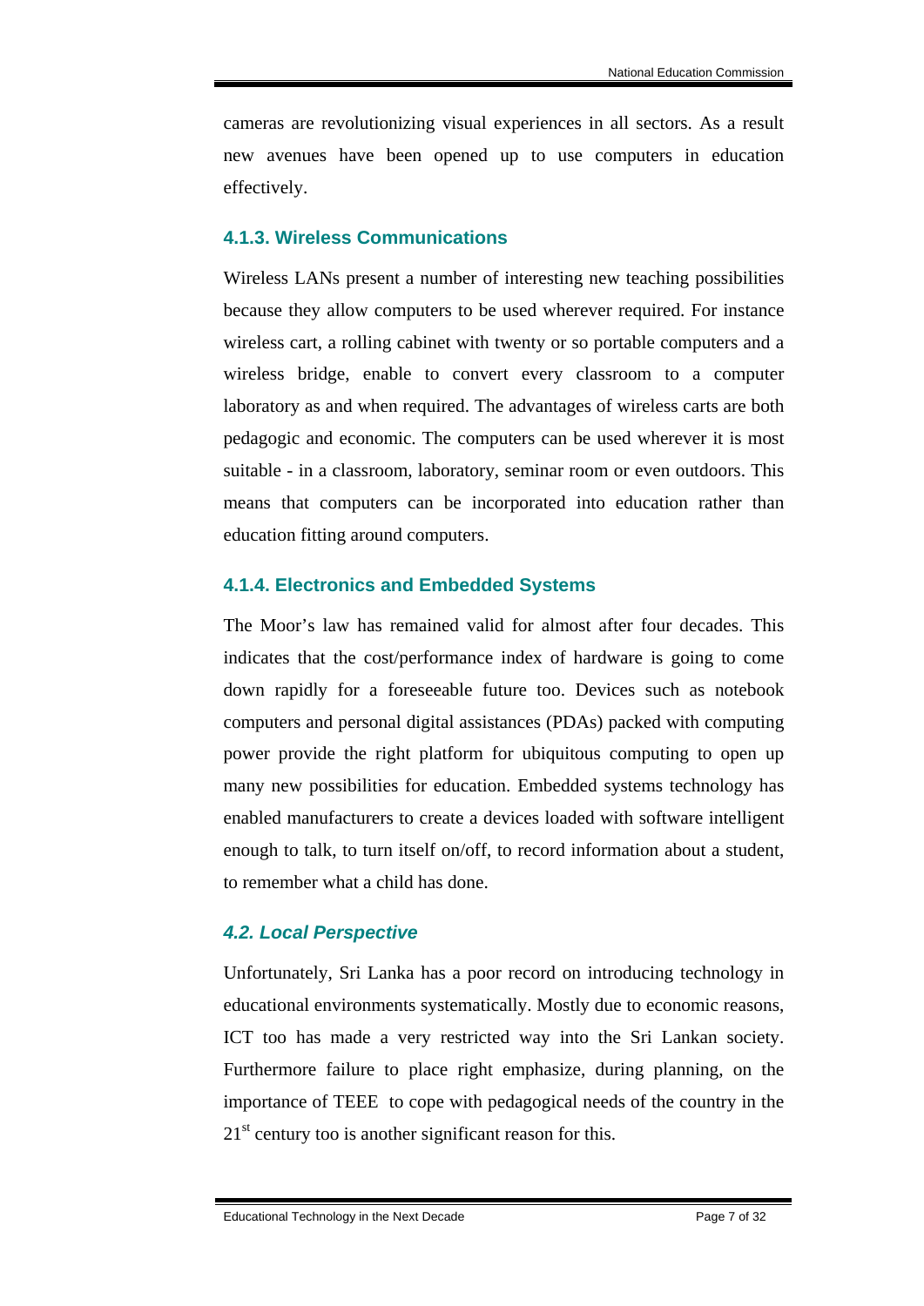cameras are revolutionizing visual experiences in all sectors. As a result new avenues have been opened up to use computers in education effectively.

### 4.1.3. Wireless Communications

Wireless LANs present a number of interesting new teaching possibilities because they allow computers to be used wherever required. For instance wireless cart, a rolling cabinet with twenty or so portable computers and a wireless bridge, enable to convert every classroom to a computer laboratory as and when required. The advantages of wireless carts are both pedagogic and economic. The computers can be used wherever it is most suitable - in a classroom, laboratory, seminar room or even outdoors. This means that computers can be incorporated into education rather than education fitting around computers.

### 4.1.4. Electronics and Embedded Systems

The Moor's law has remained valid for almost after four decades. This indicates that the cost/performance index of hardware is going to come down rapidly for a foreseeable future too. Devices such as notebook computers and personal digital assistances (PDAs) packed with computing power provide the right platform for ubiquitous computing to open up many new possibilities for education. Embedded systems technology has enabled manufacturers to create a devices loaded with software intelligent enough to talk, to turn itself on/off, to record information about a student, to remember what a child has done.

## *4.2. Local Perspective*

Unfortunately, Sri Lanka has a poor record on introducing technology in educational environments systematically. Mostly due to economic reasons, ICT too has made a very restricted way into the Sri Lankan society. Furthermore failure to place right emphasize, during planning, on the importance of TEEE to cope with pedagogical needs of the country in the 21st century too is another significant reason for this.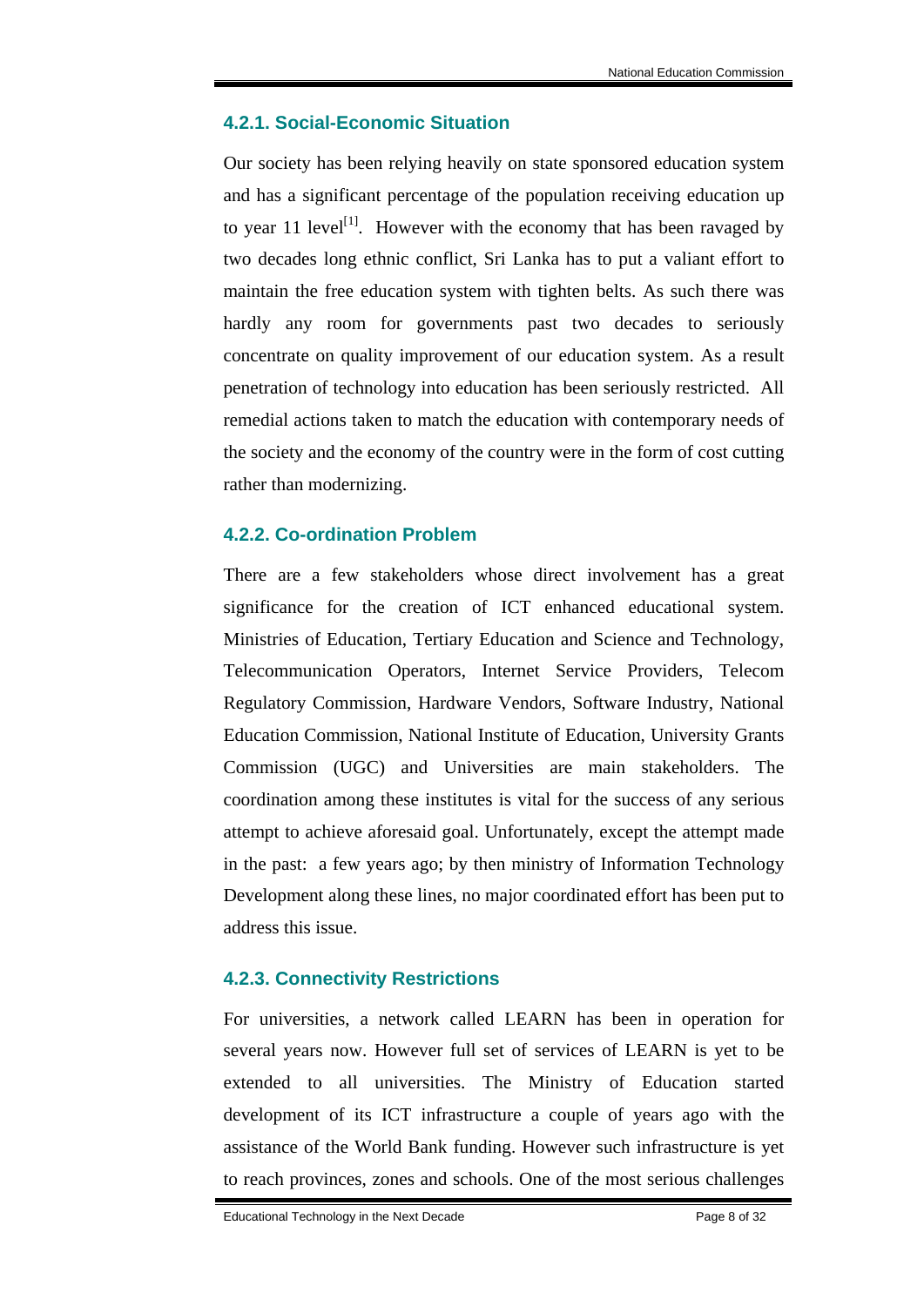### 4.2.1. Social-Economic Situation

Our society has been relying heavily on state sponsored education system and has a significant percentage of the population receiving education up to year 11 level[1]. However with the economy that has been ravaged by two decades long ethnic conflict, Sri Lanka has to put a valiant effort to maintain the free education system with tighten belts. As such there was hardly any room for governments past two decades to seriously concentrate on quality improvement of our education system. As a result penetration of technology into education has been seriously restricted. All remedial actions taken to match the education with contemporary needs of the society and the economy of the country were in the form of cost cutting rather than modernizing.

### 4.2.2. Co-ordination Problem

There are a few stakeholders whose direct involvement has a great significance for the creation of ICT enhanced educational system. Ministries of Education, Tertiary Education and Science and Technology, Telecommunication Operators, Internet Service Providers, Telecom Regulatory Commission, Hardware Vendors, Software Industry, National Education Commission, National Institute of Education, University Grants Commission (UGC) and Universities are main stakeholders. The coordination among these institutes is vital for the success of any serious attempt to achieve aforesaid goal. Unfortunately, except the attempt made in the past: a few years ago; by then ministry of Information Technology Development along these lines, no major coordinated effort has been put to address this issue.

### 4.2.3. Connectivity Restrictions

For universities, a network called LEARN has been in operation for several years now. However full set of services of LEARN is yet to be extended to all universities. The Ministry of Education started development of its ICT infrastructure a couple of years ago with the assistance of the World Bank funding. However such infrastructure is yet to reach provinces, zones and schools. One of the most serious challenges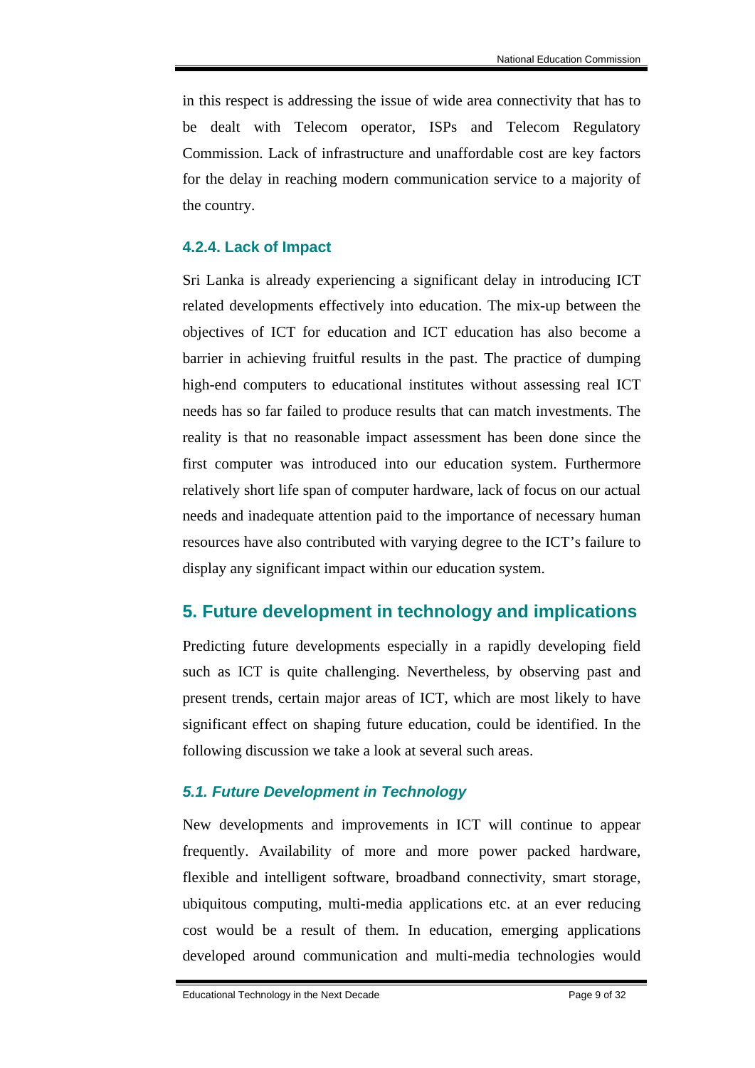in this respect is addressing the issue of wide area connectivity that has to be dealt with Telecom operator, ISPs and Telecom Regulatory Commission. Lack of infrastructure and unaffordable cost are key factors for the delay in reaching modern communication service to a majority of the country.

### 4.2.4. Lack of Impact

Sri Lanka is already experiencing a significant delay in introducing ICT related developments effectively into education. The mix-up between the objectives of ICT for education and ICT education has also become a barrier in achieving fruitful results in the past. The practice of dumping high-end computers to educational institutes without assessing real ICT needs has so far failed to produce results that can match investments. The reality is that no reasonable impact assessment has been done since the first computer was introduced into our education system. Furthermore relatively short life span of computer hardware, lack of focus on our actual needs and inadequate attention paid to the importance of necessary human resources have also contributed with varying degree to the ICT's failure to display any significant impact within our education system.

## 5. Future development in technology and implications

Predicting future developments especially in a rapidly developing field such as ICT is quite challenging. Nevertheless, by observing past and present trends, certain major areas of ICT, which are most likely to have significant effect on shaping future education, could be identified. In the following discussion we take a look at several such areas.

### *5.1. Future Development in Technology*

New developments and improvements in ICT will continue to appear frequently. Availability of more and more power packed hardware, flexible and intelligent software, broadband connectivity, smart storage, ubiquitous computing, multi-media applications etc. at an ever reducing cost would be a result of them. In education, emerging applications developed around communication and multi-media technologies would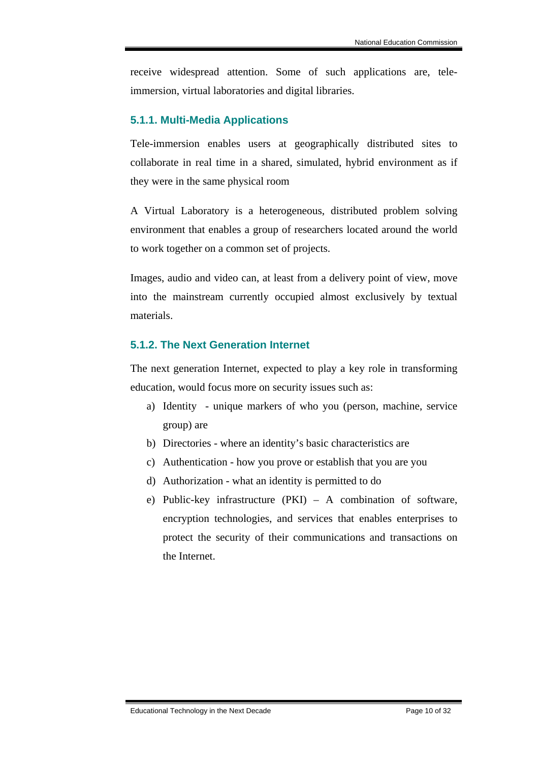receive widespread attention. Some of such applications are, tele-immersion, virtual laboratories and digital libraries.

### 5.1.1. Multi-Media Applications

Tele-immersion enables users at geographically distributed sites to collaborate in real time in a shared, simulated, hybrid environment as if they were in the same physical room

A Virtual Laboratory is a heterogeneous, distributed problem solving environment that enables a group of researchers located around the world to work together on a common set of projects.

Images, audio and video can, at least from a delivery point of view, move into the mainstream currently occupied almost exclusively by textual materials.

### 5.1.2. The Next Generation Internet

The next generation Internet, expected to play a key role in transforming education, would focus more on security issues such as:

a) Identity - unique markers of who you (person, machine, service group) are
b) Directories - where an identity's basic characteristics are
c) Authentication - how you prove or establish that you are you
d) Authorization - what an identity is permitted to do
e) Public-key infrastructure (PKI) – A combination of software, encryption technologies, and services that enables enterprises to protect the security of their communications and transactions on the Internet.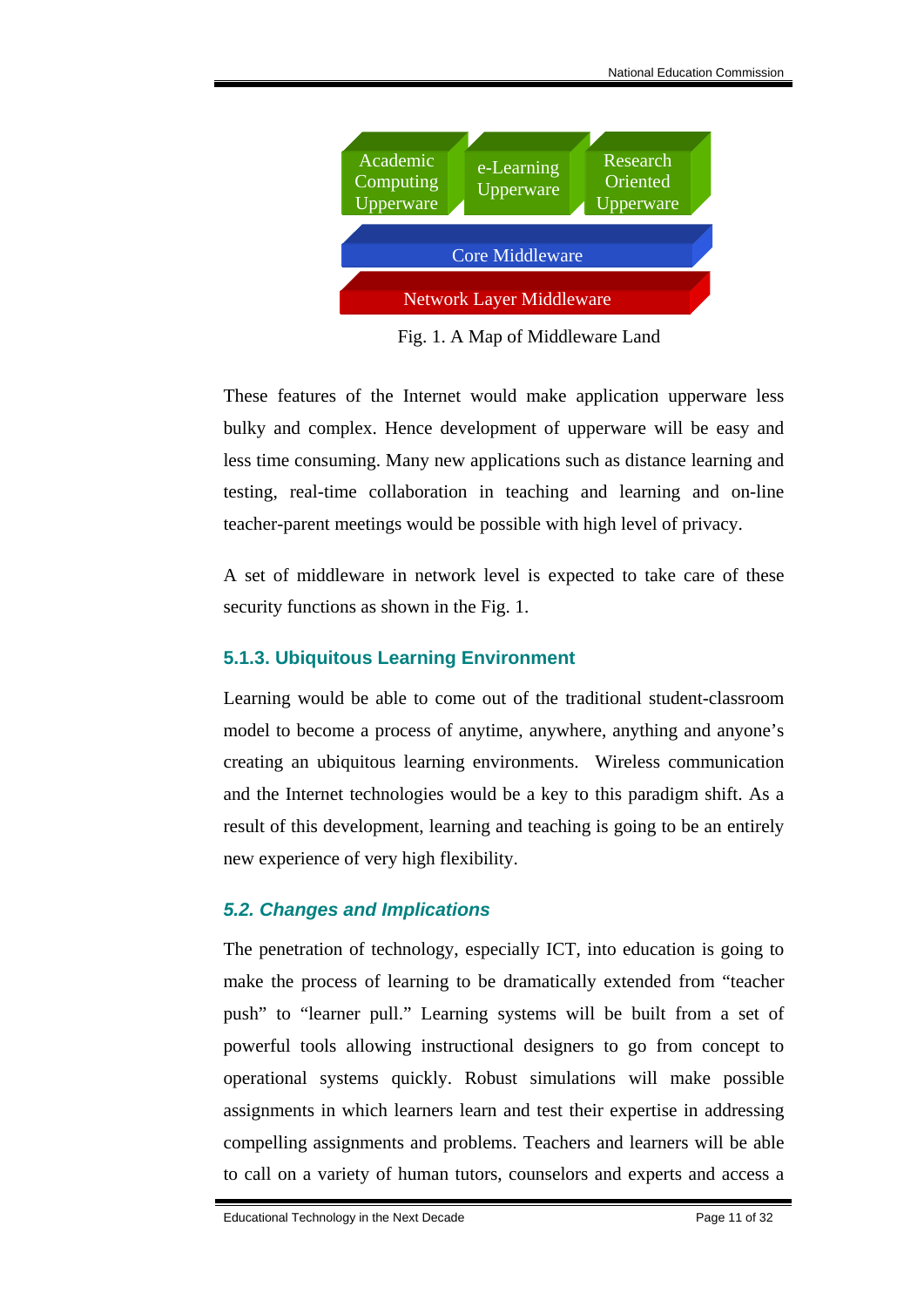Academic Computing Upperware | e-Learning Upperware | Research Oriented Upperware

Core Middleware

Network Layer Middleware

Fig. 1. A Map of Middleware Land

These features of the Internet would make application upperware less bulky and complex. Hence development of upperware will be easy and less time consuming. Many new applications such as distance learning and testing, real-time collaboration in teaching and learning and on-line teacher-parent meetings would be possible with high level of privacy.

A set of middleware in network level is expected to take care of these security functions as shown in the Fig. 1.

### 5.1.3. Ubiquitous Learning Environment

Learning would be able to come out of the traditional student-classroom model to become a process of anytime, anywhere, anything and anyone's creating an ubiquitous learning environments. Wireless communication and the Internet technologies would be a key to this paradigm shift. As a result of this development, learning and teaching is going to be an entirely new experience of very high flexibility.

## *5.2. Changes and Implications*

The penetration of technology, especially ICT, into education is going to make the process of learning to be dramatically extended from "teacher push" to "learner pull." Learning systems will be built from a set of powerful tools allowing instructional designers to go from concept to operational systems quickly. Robust simulations will make possible assignments in which learners learn and test their expertise in addressing compelling assignments and problems. Teachers and learners will be able to call on a variety of human tutors, counselors and experts and access a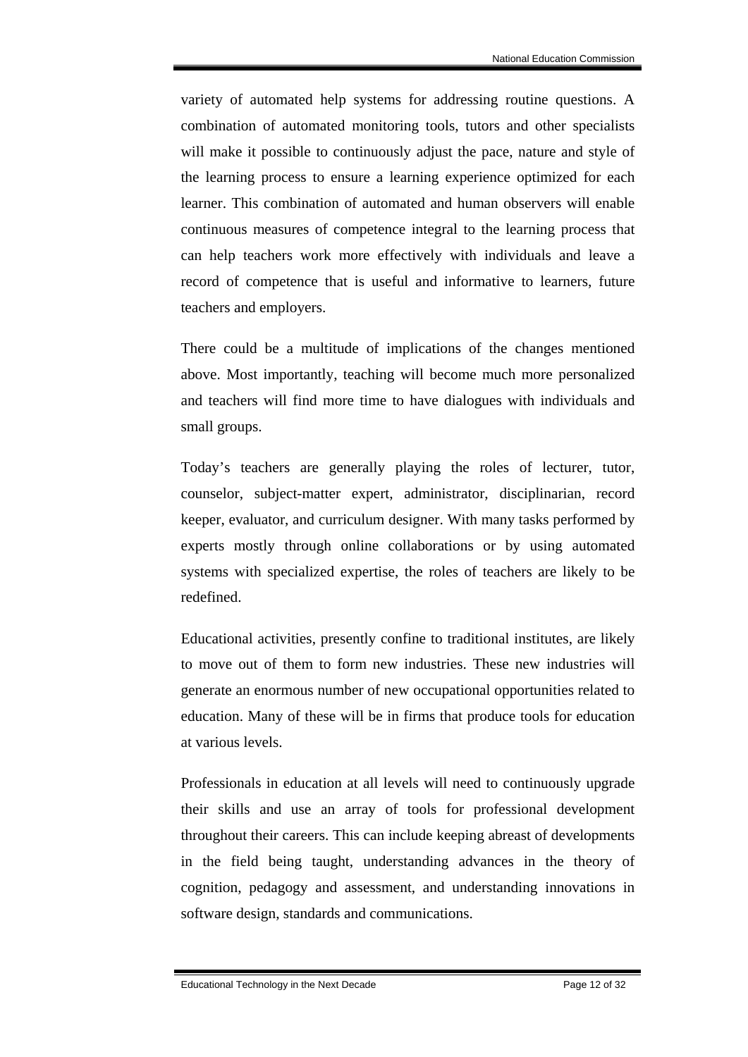variety of automated help systems for addressing routine questions. A combination of automated monitoring tools, tutors and other specialists will make it possible to continuously adjust the pace, nature and style of the learning process to ensure a learning experience optimized for each learner. This combination of automated and human observers will enable continuous measures of competence integral to the learning process that can help teachers work more effectively with individuals and leave a record of competence that is useful and informative to learners, future teachers and employers.

There could be a multitude of implications of the changes mentioned above. Most importantly, teaching will become much more personalized and teachers will find more time to have dialogues with individuals and small groups.

Today's teachers are generally playing the roles of lecturer, tutor, counselor, subject-matter expert, administrator, disciplinarian, record keeper, evaluator, and curriculum designer. With many tasks performed by experts mostly through online collaborations or by using automated systems with specialized expertise, the roles of teachers are likely to be redefined.

Educational activities, presently confine to traditional institutes, are likely to move out of them to form new industries. These new industries will generate an enormous number of new occupational opportunities related to education. Many of these will be in firms that produce tools for education at various levels.

Professionals in education at all levels will need to continuously upgrade their skills and use an array of tools for professional development throughout their careers. This can include keeping abreast of developments in the field being taught, understanding advances in the theory of cognition, pedagogy and assessment, and understanding innovations in software design, standards and communications.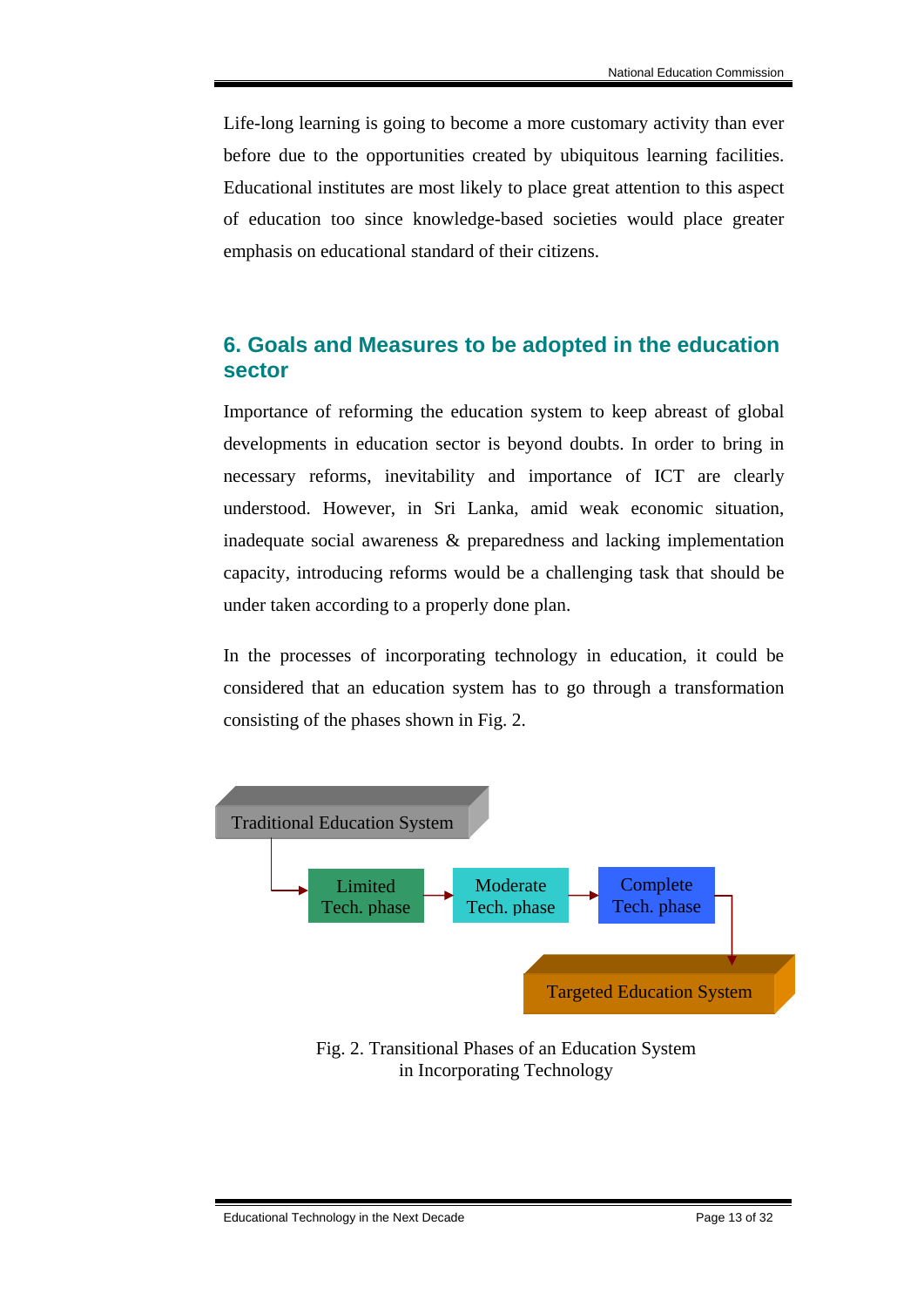Life-long learning is going to become a more customary activity than ever before due to the opportunities created by ubiquitous learning facilities. Educational institutes are most likely to place great attention to this aspect of education too since knowledge-based societies would place greater emphasis on educational standard of their citizens.

## 6. Goals and Measures to be adopted in the education sector

Importance of reforming the education system to keep abreast of global developments in education sector is beyond doubts. In order to bring in necessary reforms, inevitability and importance of ICT are clearly understood. However, in Sri Lanka, amid weak economic situation, inadequate social awareness & preparedness and lacking implementation capacity, introducing reforms would be a challenging task that should be under taken according to a properly done plan.

In the processes of incorporating technology in education, it could be considered that an education system has to go through a transformation consisting of the phases shown in Fig. 2.

Traditional Education System → Limited Tech. phase → Moderate Tech. phase → Complete Tech. phase → Targeted Education System

Fig. 2. Transitional Phases of an Education System in Incorporating Technology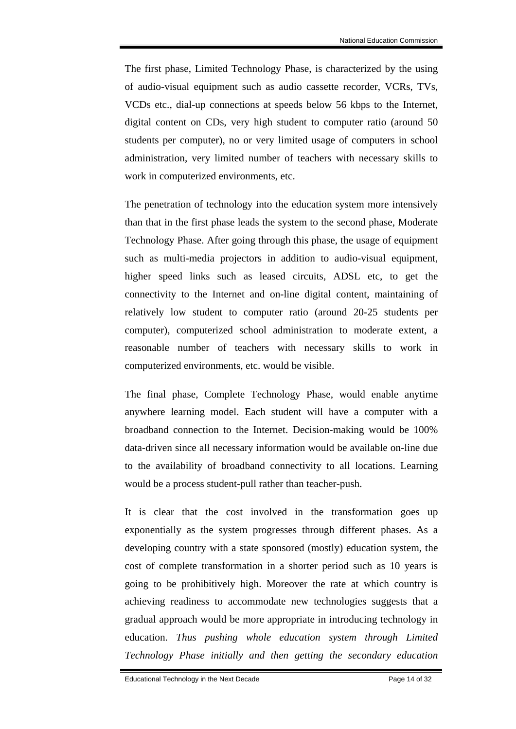The first phase, Limited Technology Phase, is characterized by the using of audio-visual equipment such as audio cassette recorder, VCRs, TVs, VCDs etc., dial-up connections at speeds below 56 kbps to the Internet, digital content on CDs, very high student to computer ratio (around 50 students per computer), no or very limited usage of computers in school administration, very limited number of teachers with necessary skills to work in computerized environments, etc.

The penetration of technology into the education system more intensively than that in the first phase leads the system to the second phase, Moderate Technology Phase. After going through this phase, the usage of equipment such as multi-media projectors in addition to audio-visual equipment, higher speed links such as leased circuits, ADSL etc, to get the connectivity to the Internet and on-line digital content, maintaining of relatively low student to computer ratio (around 20-25 students per computer), computerized school administration to moderate extent, a reasonable number of teachers with necessary skills to work in computerized environments, etc. would be visible.

The final phase, Complete Technology Phase, would enable anytime anywhere learning model. Each student will have a computer with a broadband connection to the Internet. Decision-making would be 100% data-driven since all necessary information would be available on-line due to the availability of broadband connectivity to all locations. Learning would be a process student-pull rather than teacher-push.

It is clear that the cost involved in the transformation goes up exponentially as the system progresses through different phases. As a developing country with a state sponsored (mostly) education system, the cost of complete transformation in a shorter period such as 10 years is going to be prohibitively high. Moreover the rate at which country is achieving readiness to accommodate new technologies suggests that a gradual approach would be more appropriate in introducing technology in education. *Thus pushing whole education system through Limited Technology Phase initially and then getting the secondary education*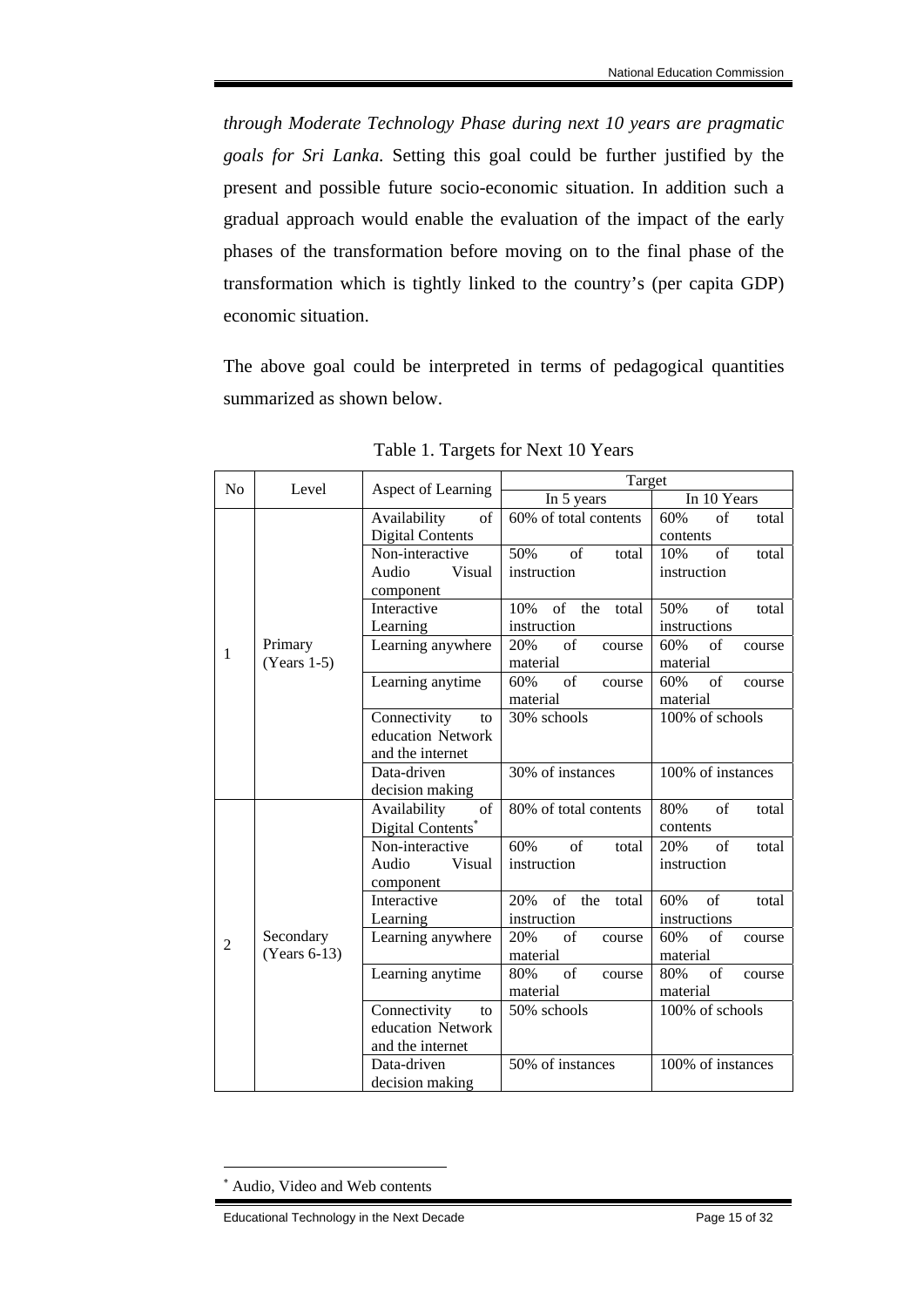*through Moderate Technology Phase during next 10 years are pragmatic goals for Sri Lanka.* Setting this goal could be further justified by the present and possible future socio-economic situation. In addition such a gradual approach would enable the evaluation of the impact of the early phases of the transformation before moving on to the final phase of the transformation which is tightly linked to the country's (per capita GDP) economic situation.

The above goal could be interpreted in terms of pedagogical quantities summarized as shown below.

Table 1. Targets for Next 10 Years

| No | Level | Aspect of Learning | Target | |
|---|---|---|---|---|
| | | | In 5 years | In 10 Years |
| 1 | Primary (Years 1-5) | Availability of Digital Contents | 60% of total contents | 60% of total contents |
| | | Non-interactive Audio Visual component | 50% of total instruction | 10% of total instruction |
| | | Interactive Learning | 10% of the total instruction | 50% of total instructions |
| | | Learning anywhere | 20% of course material | 60% of course material |
| | | Learning anytime | 60% of course material | 60% of course material |
| | | Connectivity to education Network and the internet | 30% schools | 100% of schools |
| | | Data-driven decision making | 30% of instances | 100% of instances |
| 2 | Secondary (Years 6-13) | Availability of Digital Contents* | 80% of total contents | 80% of total contents |
| | | Non-interactive Audio Visual component | 60% of total instruction | 20% of total instruction |
| | | Interactive Learning | 20% of the total instruction | 60% of total instructions |
| | | Learning anywhere | 20% of course material | 60% of course material |
| | | Learning anytime | 80% of course material | 80% of course material |
| | | Connectivity to education Network and the internet | 50% schools | 100% of schools |
| | | Data-driven decision making | 50% of instances | 100% of instances |

* Audio, Video and Web contents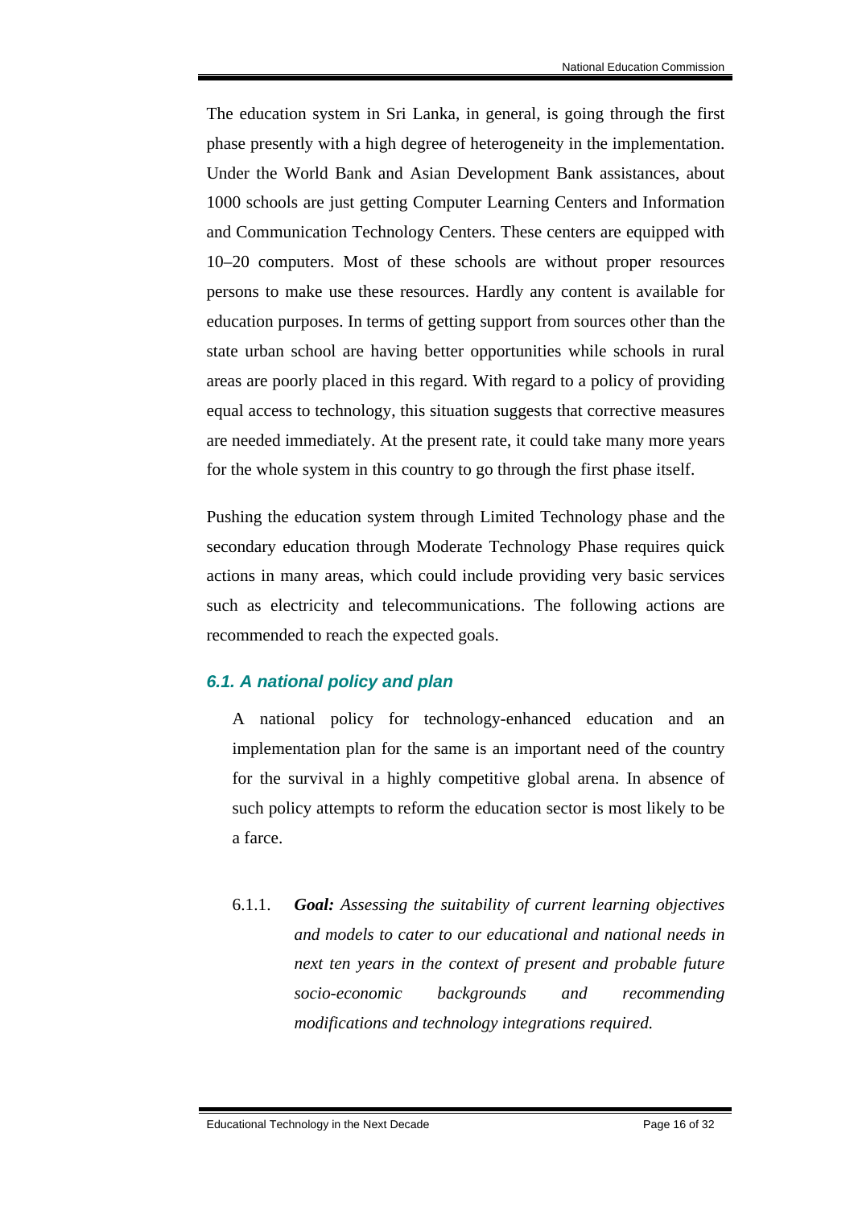The education system in Sri Lanka, in general, is going through the first phase presently with a high degree of heterogeneity in the implementation. Under the World Bank and Asian Development Bank assistances, about 1000 schools are just getting Computer Learning Centers and Information and Communication Technology Centers. These centers are equipped with 10–20 computers. Most of these schools are without proper resources persons to make use these resources. Hardly any content is available for education purposes. In terms of getting support from sources other than the state urban school are having better opportunities while schools in rural areas are poorly placed in this regard. With regard to a policy of providing equal access to technology, this situation suggests that corrective measures are needed immediately. At the present rate, it could take many more years for the whole system in this country to go through the first phase itself.

Pushing the education system through Limited Technology phase and the secondary education through Moderate Technology Phase requires quick actions in many areas, which could include providing very basic services such as electricity and telecommunications. The following actions are recommended to reach the expected goals.

### *6.1. A national policy and plan*

A national policy for technology-enhanced education and an implementation plan for the same is an important need of the country for the survival in a highly competitive global arena. In absence of such policy attempts to reform the education sector is most likely to be a farce.

6.1.1. ***Goal:*** *Assessing the suitability of current learning objectives and models to cater to our educational and national needs in next ten years in the context of present and probable future socio-economic backgrounds and recommending modifications and technology integrations required.*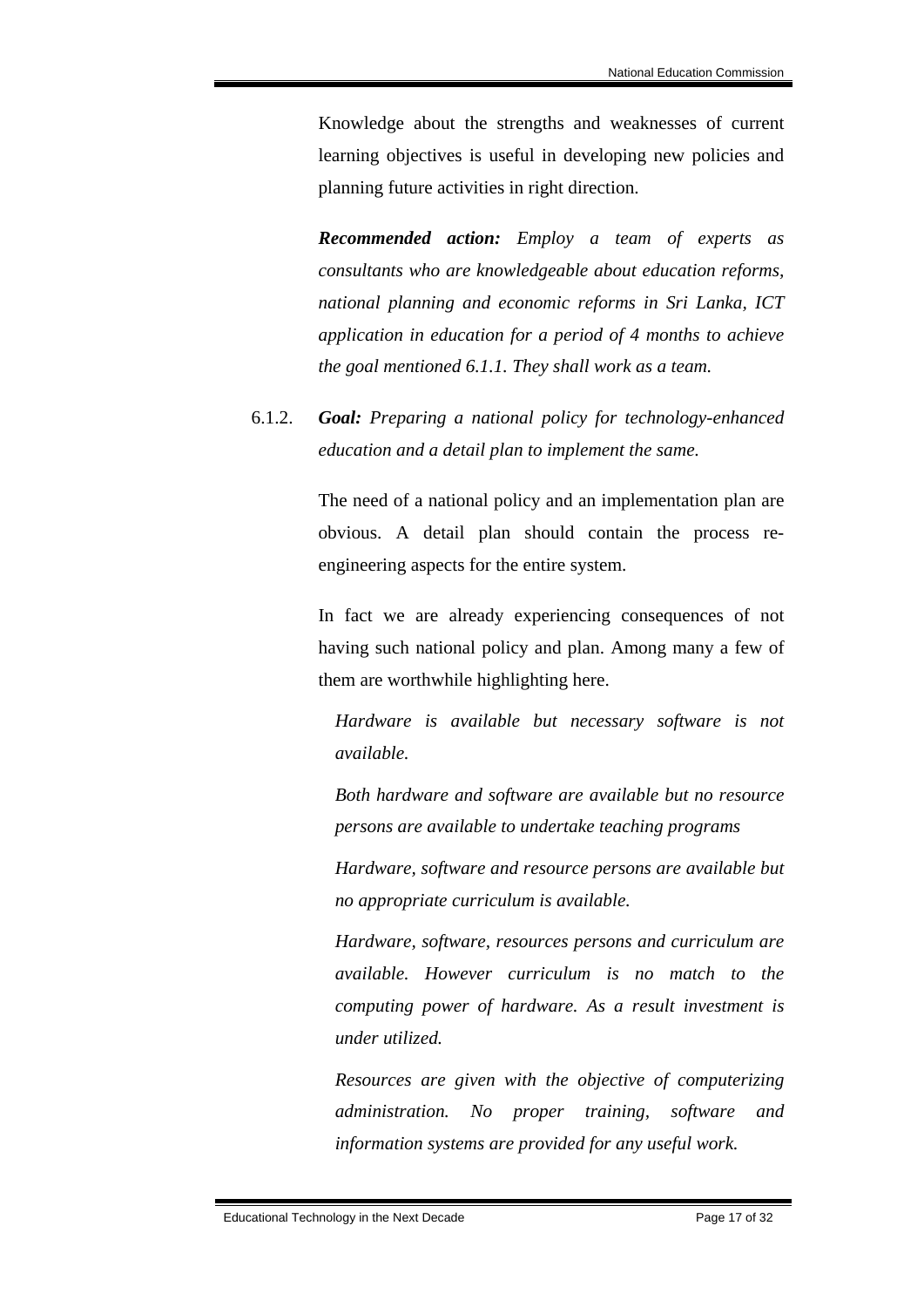Knowledge about the strengths and weaknesses of current learning objectives is useful in developing new policies and planning future activities in right direction.

***Recommended action:*** *Employ a team of experts as consultants who are knowledgeable about education reforms, national planning and economic reforms in Sri Lanka, ICT application in education for a period of 4 months to achieve the goal mentioned 6.1.1. They shall work as a team.*

6.1.2. ***Goal:*** *Preparing a national policy for technology-enhanced education and a detail plan to implement the same.*

The need of a national policy and an implementation plan are obvious. A detail plan should contain the process re-engineering aspects for the entire system.

In fact we are already experiencing consequences of not having such national policy and plan. Among many a few of them are worthwhile highlighting here.

*Hardware is available but necessary software is not available.*

*Both hardware and software are available but no resource persons are available to undertake teaching programs*

*Hardware, software and resource persons are available but no appropriate curriculum is available.*

*Hardware, software, resources persons and curriculum are available. However curriculum is no match to the computing power of hardware. As a result investment is under utilized.*

*Resources are given with the objective of computerizing administration. No proper training, software and information systems are provided for any useful work.*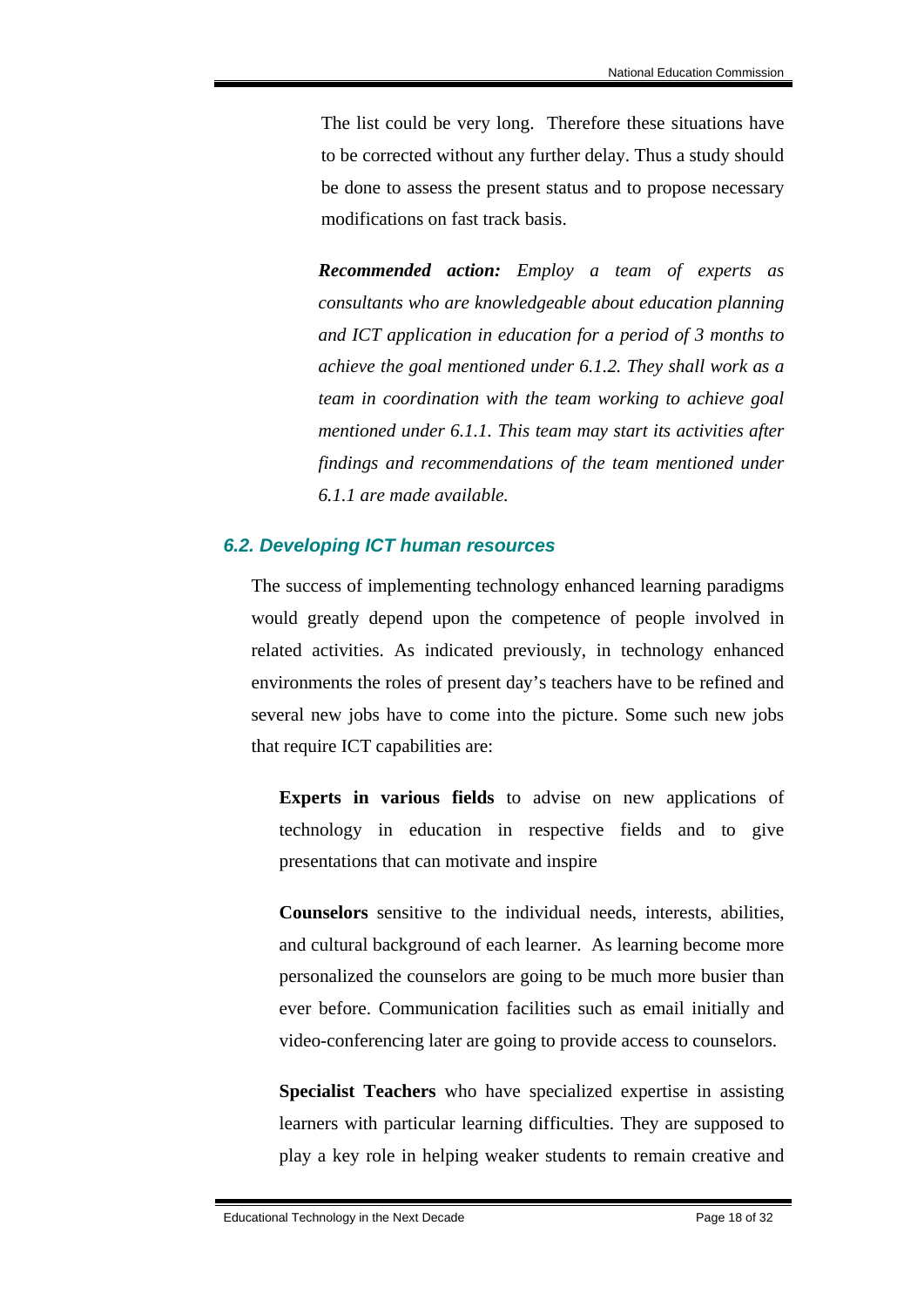The list could be very long. Therefore these situations have to be corrected without any further delay. Thus a study should be done to assess the present status and to propose necessary modifications on fast track basis.

***Recommended action:*** *Employ a team of experts as consultants who are knowledgeable about education planning and ICT application in education for a period of 3 months to achieve the goal mentioned under 6.1.2. They shall work as a team in coordination with the team working to achieve goal mentioned under 6.1.1. This team may start its activities after findings and recommendations of the team mentioned under 6.1.1 are made available.*

### *6.2. Developing ICT human resources*

The success of implementing technology enhanced learning paradigms would greatly depend upon the competence of people involved in related activities. As indicated previously, in technology enhanced environments the roles of present day's teachers have to be refined and several new jobs have to come into the picture. Some such new jobs that require ICT capabilities are:

**Experts in various fields** to advise on new applications of technology in education in respective fields and to give presentations that can motivate and inspire

**Counselors** sensitive to the individual needs, interests, abilities, and cultural background of each learner. As learning become more personalized the counselors are going to be much more busier than ever before. Communication facilities such as email initially and video-conferencing later are going to provide access to counselors.

**Specialist Teachers** who have specialized expertise in assisting learners with particular learning difficulties. They are supposed to play a key role in helping weaker students to remain creative and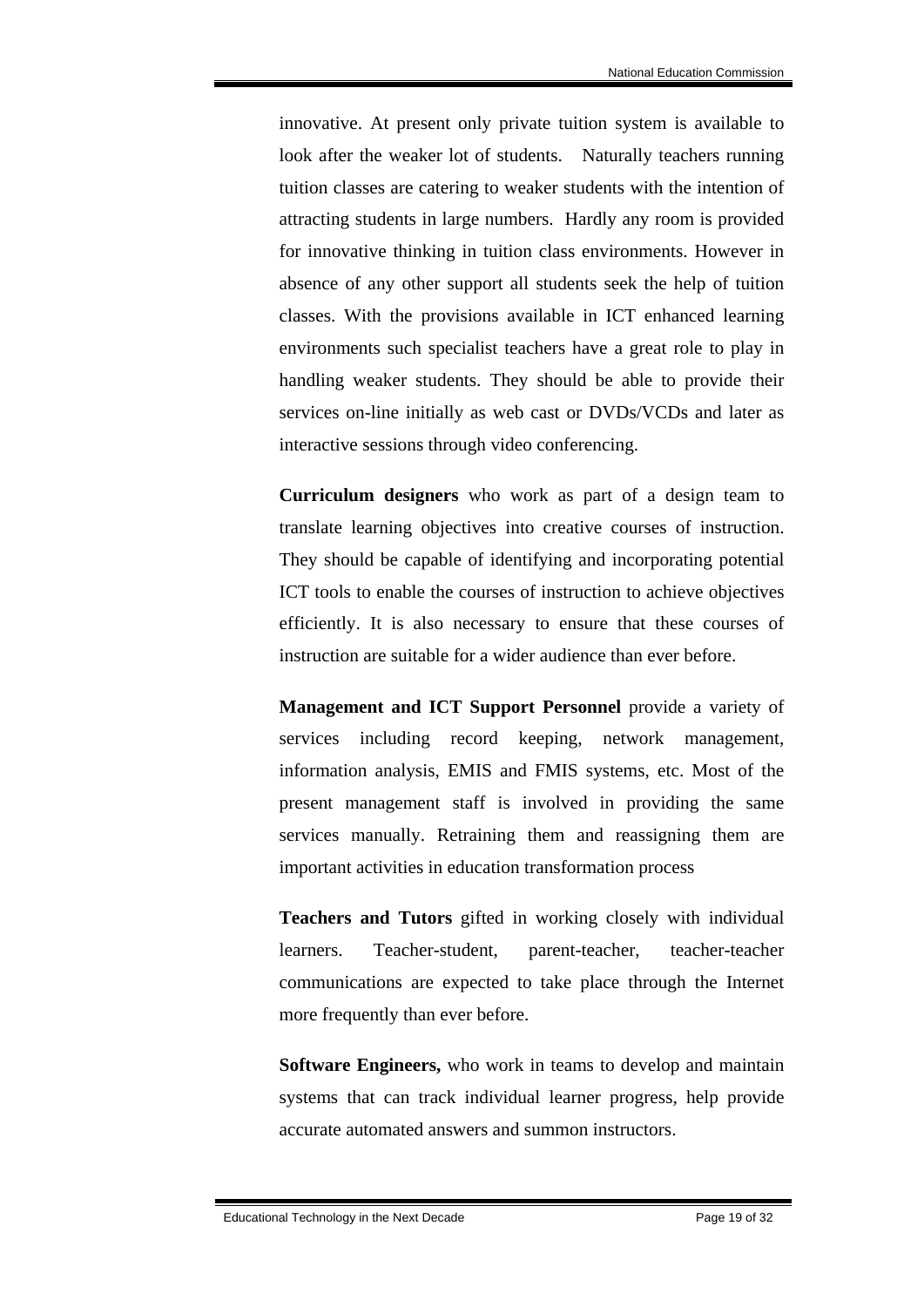innovative. At present only private tuition system is available to look after the weaker lot of students. Naturally teachers running tuition classes are catering to weaker students with the intention of attracting students in large numbers. Hardly any room is provided for innovative thinking in tuition class environments. However in absence of any other support all students seek the help of tuition classes. With the provisions available in ICT enhanced learning environments such specialist teachers have a great role to play in handling weaker students. They should be able to provide their services on-line initially as web cast or DVDs/VCDs and later as interactive sessions through video conferencing.

**Curriculum designers** who work as part of a design team to translate learning objectives into creative courses of instruction. They should be capable of identifying and incorporating potential ICT tools to enable the courses of instruction to achieve objectives efficiently. It is also necessary to ensure that these courses of instruction are suitable for a wider audience than ever before.

**Management and ICT Support Personnel** provide a variety of services including record keeping, network management, information analysis, EMIS and FMIS systems, etc. Most of the present management staff is involved in providing the same services manually. Retraining them and reassigning them are important activities in education transformation process

**Teachers and Tutors** gifted in working closely with individual learners. Teacher-student, parent-teacher, teacher-teacher communications are expected to take place through the Internet more frequently than ever before.

**Software Engineers,** who work in teams to develop and maintain systems that can track individual learner progress, help provide accurate automated answers and summon instructors.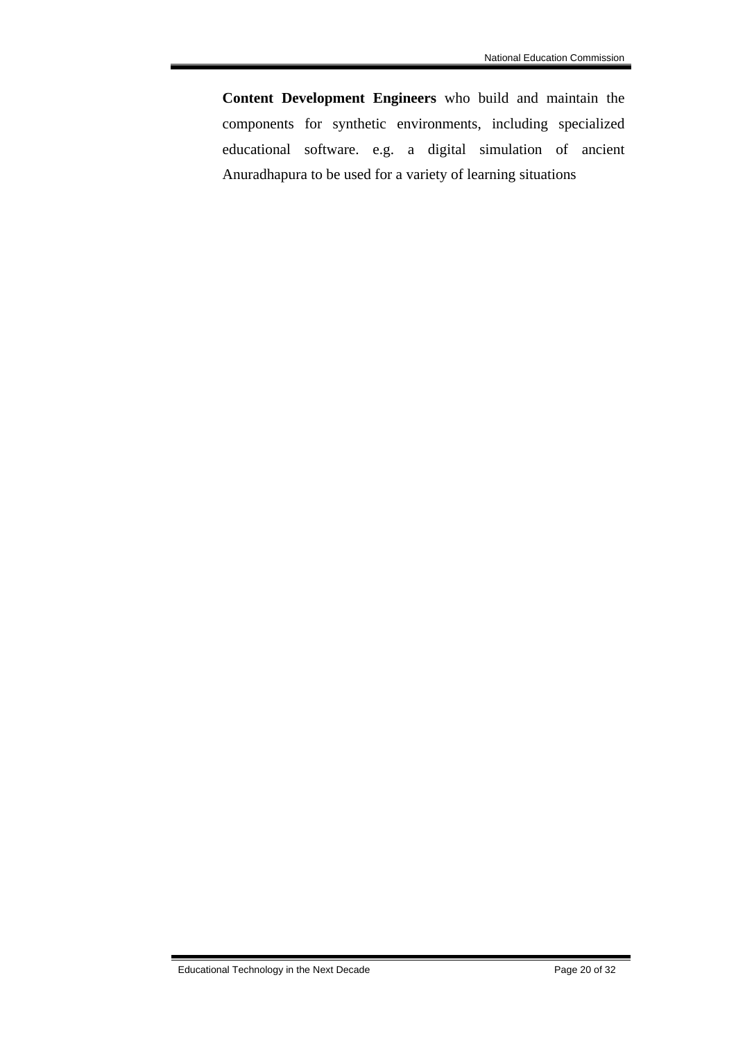**Content Development Engineers** who build and maintain the components for synthetic environments, including specialized educational software. e.g. a digital simulation of ancient Anuradhapura to be used for a variety of learning situations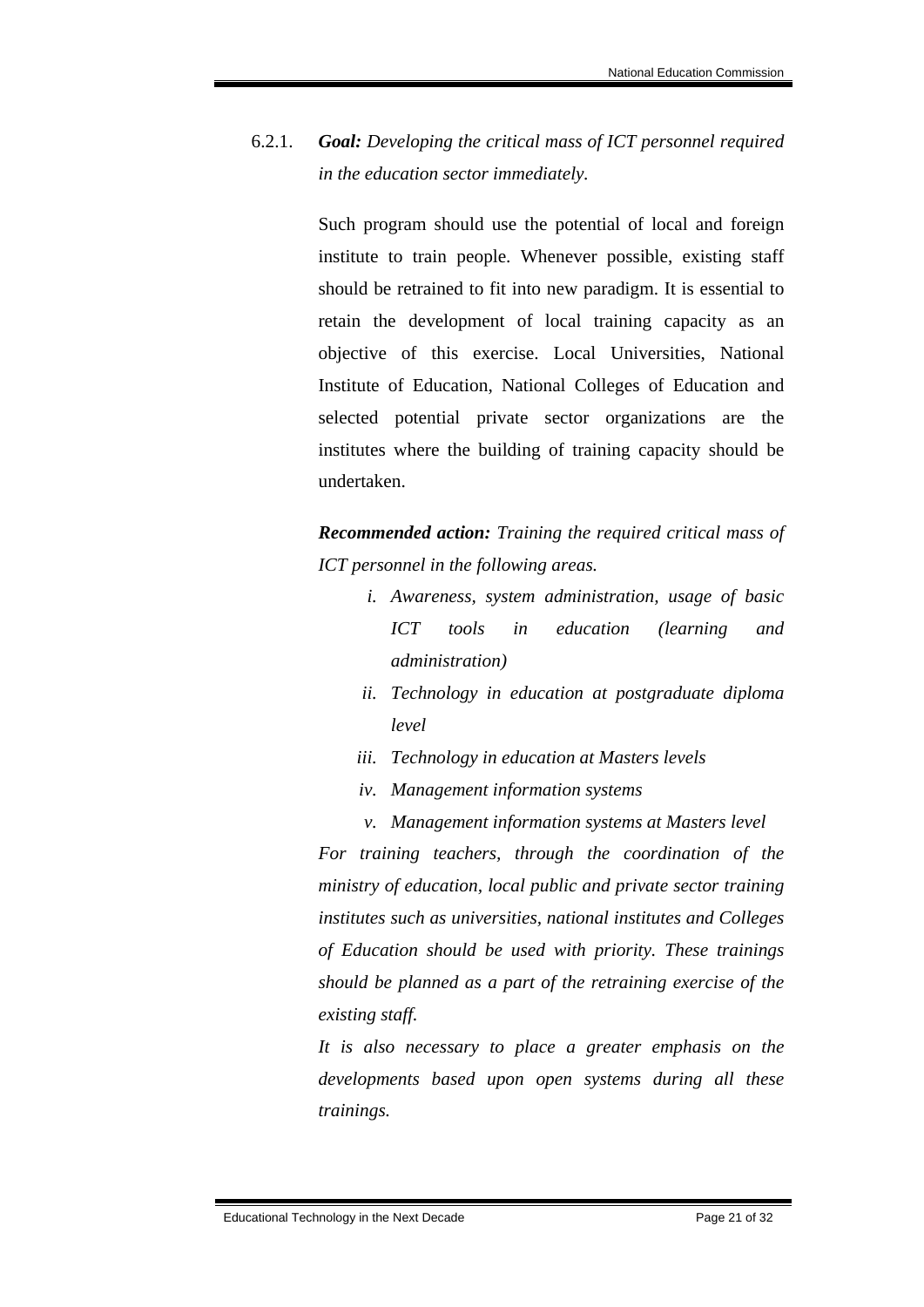6.2.1. ***Goal:*** *Developing the critical mass of ICT personnel required in the education sector immediately.*

Such program should use the potential of local and foreign institute to train people. Whenever possible, existing staff should be retrained to fit into new paradigm. It is essential to retain the development of local training capacity as an objective of this exercise. Local Universities, National Institute of Education, National Colleges of Education and selected potential private sector organizations are the institutes where the building of training capacity should be undertaken.

***Recommended action:*** *Training the required critical mass of ICT personnel in the following areas.*

i. *Awareness, system administration, usage of basic ICT tools in education (learning and administration)*
ii. *Technology in education at postgraduate diploma level*
iii. *Technology in education at Masters levels*
iv. *Management information systems*
v. *Management information systems at Masters level*

*For training teachers, through the coordination of the ministry of education, local public and private sector training institutes such as universities, national institutes and Colleges of Education should be used with priority. These trainings should be planned as a part of the retraining exercise of the existing staff.*

*It is also necessary to place a greater emphasis on the developments based upon open systems during all these trainings.*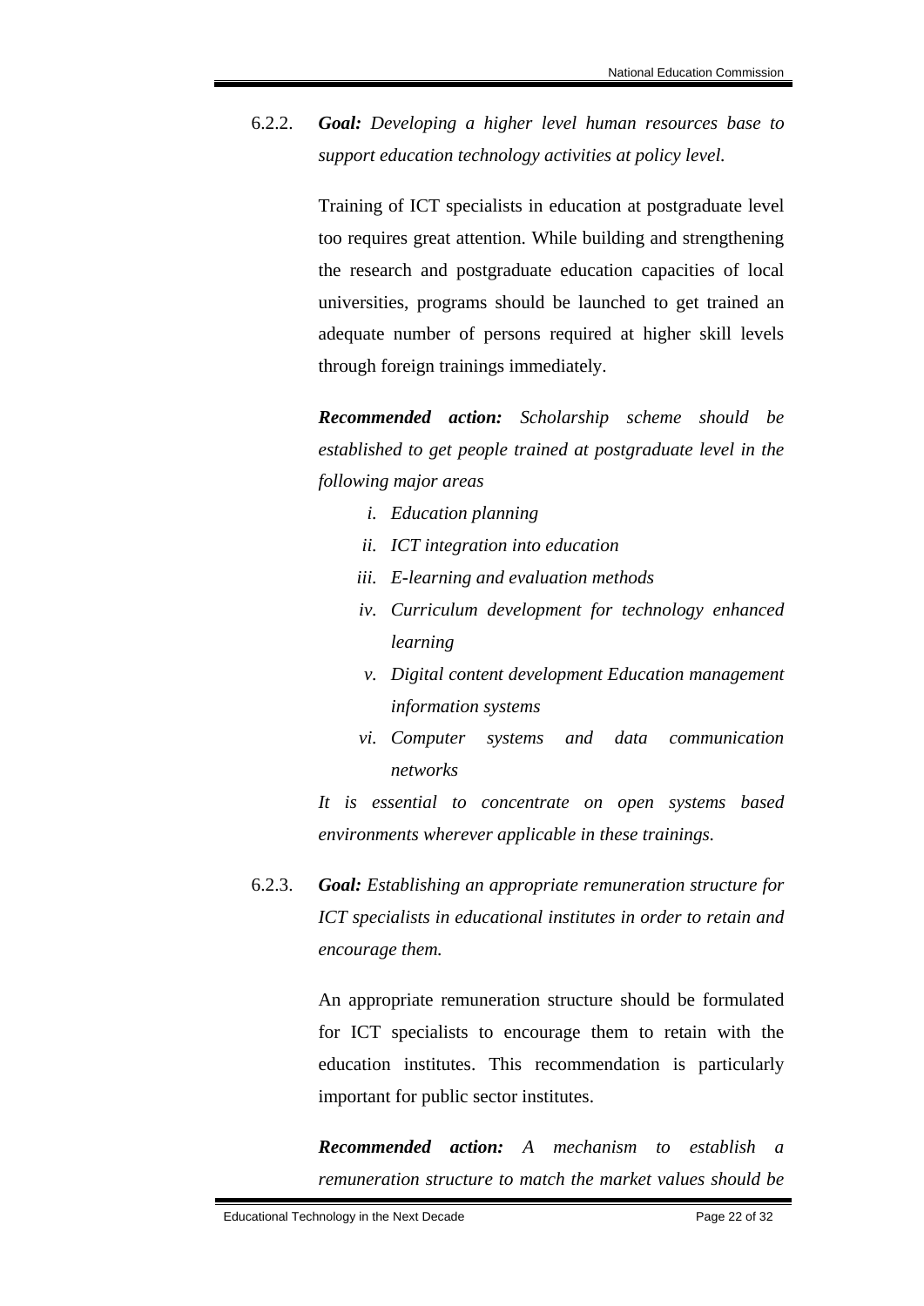6.2.2. ***Goal:*** *Developing a higher level human resources base to support education technology activities at policy level.*

Training of ICT specialists in education at postgraduate level too requires great attention. While building and strengthening the research and postgraduate education capacities of local universities, programs should be launched to get trained an adequate number of persons required at higher skill levels through foreign trainings immediately.

***Recommended action:*** *Scholarship scheme should be established to get people trained at postgraduate level in the following major areas*

- *i. Education planning*
- *ii. ICT integration into education*
- *iii. E-learning and evaluation methods*
- *iv. Curriculum development for technology enhanced learning*
- *v. Digital content development Education management information systems*
- *vi. Computer systems and data communication networks*

*It is essential to concentrate on open systems based environments wherever applicable in these trainings.*

6.2.3. ***Goal:*** *Establishing an appropriate remuneration structure for ICT specialists in educational institutes in order to retain and encourage them.*

An appropriate remuneration structure should be formulated for ICT specialists to encourage them to retain with the education institutes. This recommendation is particularly important for public sector institutes.

***Recommended action:*** *A mechanism to establish a remuneration structure to match the market values should be*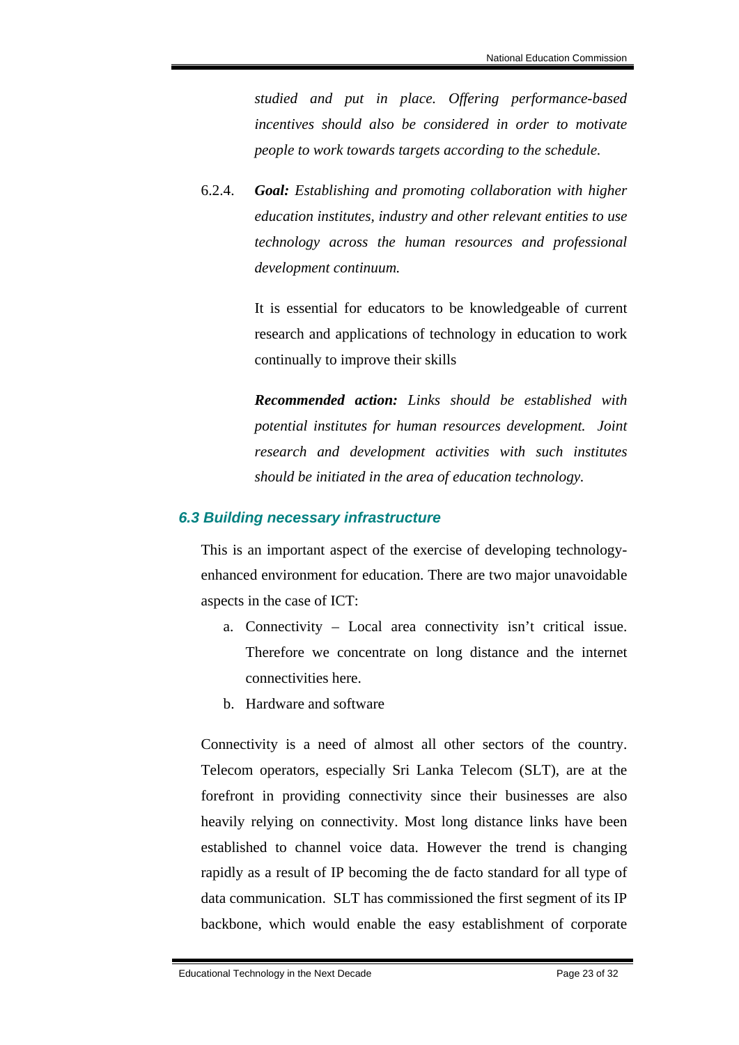*studied and put in place. Offering performance-based incentives should also be considered in order to motivate people to work towards targets according to the schedule.*

6.2.4. ***Goal:*** *Establishing and promoting collaboration with higher education institutes, industry and other relevant entities to use technology across the human resources and professional development continuum.*

It is essential for educators to be knowledgeable of current research and applications of technology in education to work continually to improve their skills

***Recommended action:*** *Links should be established with potential institutes for human resources development. Joint research and development activities with such institutes should be initiated in the area of education technology.*

### *6.3 Building necessary infrastructure*

This is an important aspect of the exercise of developing technology-enhanced environment for education. There are two major unavoidable aspects in the case of ICT:

a. Connectivity – Local area connectivity isn't critical issue. Therefore we concentrate on long distance and the internet connectivities here.
b. Hardware and software

Connectivity is a need of almost all other sectors of the country. Telecom operators, especially Sri Lanka Telecom (SLT), are at the forefront in providing connectivity since their businesses are also heavily relying on connectivity. Most long distance links have been established to channel voice data. However the trend is changing rapidly as a result of IP becoming the de facto standard for all type of data communication. SLT has commissioned the first segment of its IP backbone, which would enable the easy establishment of corporate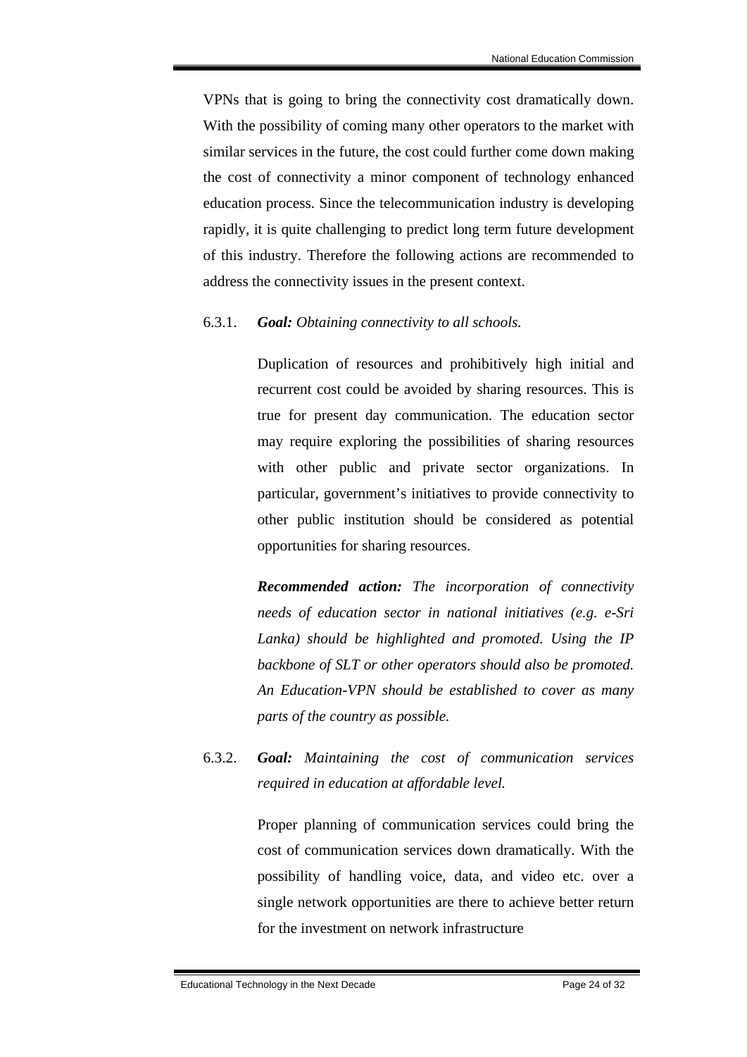VPNs that is going to bring the connectivity cost dramatically down. With the possibility of coming many other operators to the market with similar services in the future, the cost could further come down making the cost of connectivity a minor component of technology enhanced education process. Since the telecommunication industry is developing rapidly, it is quite challenging to predict long term future development of this industry. Therefore the following actions are recommended to address the connectivity issues in the present context.

6.3.1. ***Goal:*** *Obtaining connectivity to all schools.*

Duplication of resources and prohibitively high initial and recurrent cost could be avoided by sharing resources. This is true for present day communication. The education sector may require exploring the possibilities of sharing resources with other public and private sector organizations. In particular, government's initiatives to provide connectivity to other public institution should be considered as potential opportunities for sharing resources.

***Recommended action:*** *The incorporation of connectivity needs of education sector in national initiatives (e.g. e-Sri Lanka) should be highlighted and promoted. Using the IP backbone of SLT or other operators should also be promoted. An Education-VPN should be established to cover as many parts of the country as possible.*

6.3.2. ***Goal:*** *Maintaining the cost of communication services required in education at affordable level.*

Proper planning of communication services could bring the cost of communication services down dramatically. With the possibility of handling voice, data, and video etc. over a single network opportunities are there to achieve better return for the investment on network infrastructure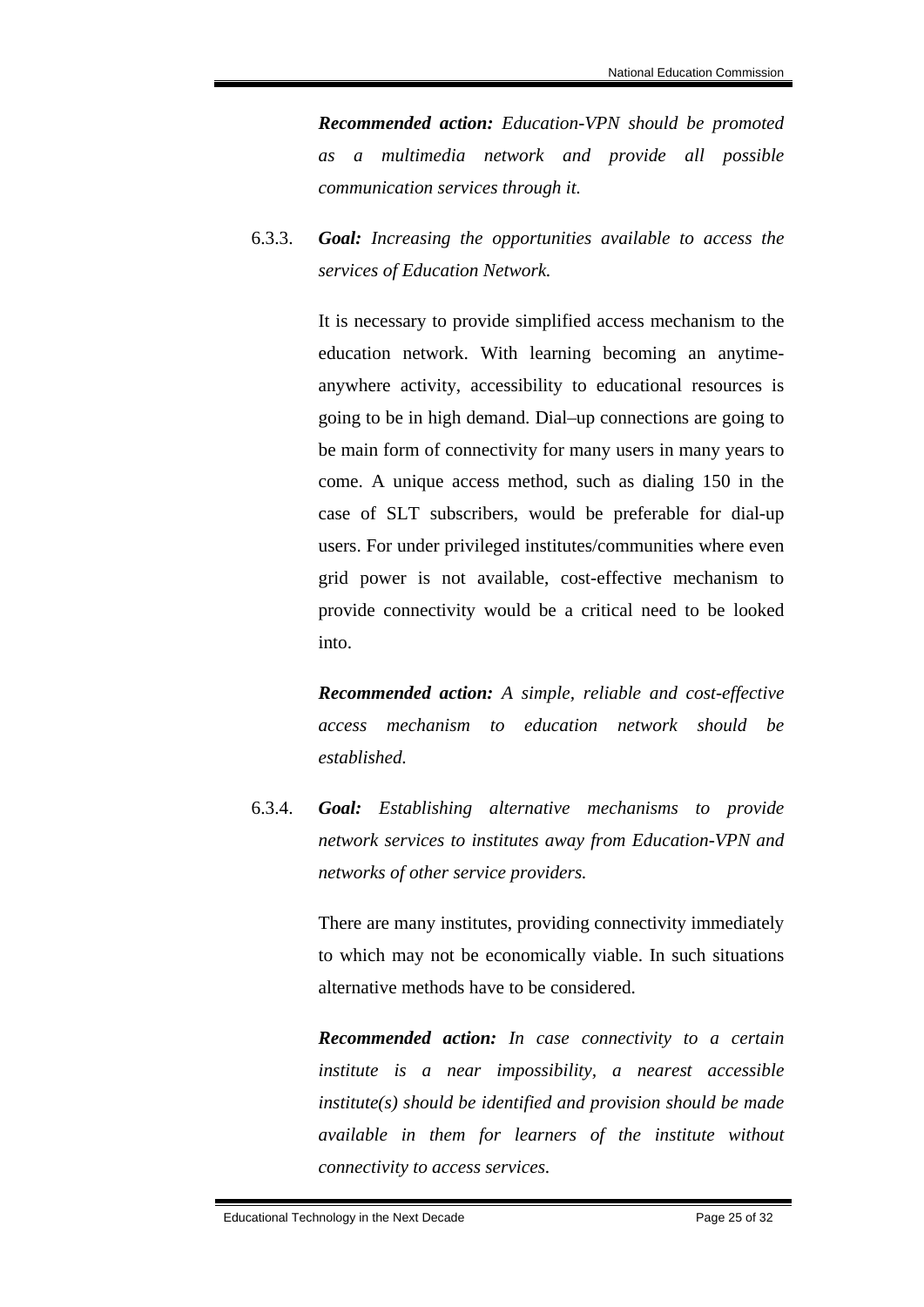***Recommended action:*** *Education-VPN should be promoted as a multimedia network and provide all possible communication services through it.*

6.3.3. ***Goal:*** *Increasing the opportunities available to access the services of Education Network.*

It is necessary to provide simplified access mechanism to the education network. With learning becoming an anytime-anywhere activity, accessibility to educational resources is going to be in high demand. Dial–up connections are going to be main form of connectivity for many users in many years to come. A unique access method, such as dialing 150 in the case of SLT subscribers, would be preferable for dial-up users. For under privileged institutes/communities where even grid power is not available, cost-effective mechanism to provide connectivity would be a critical need to be looked into.

***Recommended action:*** *A simple, reliable and cost-effective access mechanism to education network should be established.*

6.3.4. ***Goal:*** *Establishing alternative mechanisms to provide network services to institutes away from Education-VPN and networks of other service providers.*

There are many institutes, providing connectivity immediately to which may not be economically viable. In such situations alternative methods have to be considered.

***Recommended action:*** *In case connectivity to a certain institute is a near impossibility, a nearest accessible institute(s) should be identified and provision should be made available in them for learners of the institute without connectivity to access services.*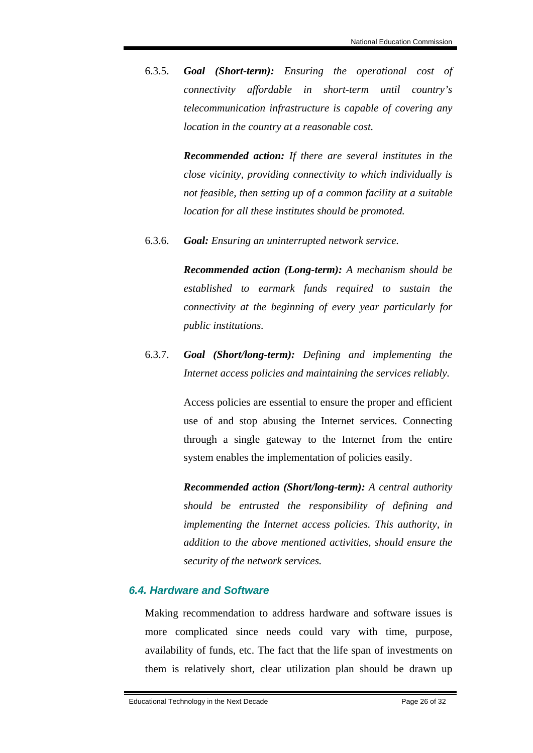6.3.5. ***Goal (Short-term):*** *Ensuring the operational cost of connectivity affordable in short-term until country's telecommunication infrastructure is capable of covering any location in the country at a reasonable cost.*

***Recommended action:*** *If there are several institutes in the close vicinity, providing connectivity to which individually is not feasible, then setting up of a common facility at a suitable location for all these institutes should be promoted.*

6.3.6. ***Goal:*** *Ensuring an uninterrupted network service.*

***Recommended action (Long-term):*** *A mechanism should be established to earmark funds required to sustain the connectivity at the beginning of every year particularly for public institutions.*

6.3.7. ***Goal (Short/long-term):*** *Defining and implementing the Internet access policies and maintaining the services reliably.*

Access policies are essential to ensure the proper and efficient use of and stop abusing the Internet services. Connecting through a single gateway to the Internet from the entire system enables the implementation of policies easily.

***Recommended action (Short/long-term):*** *A central authority should be entrusted the responsibility of defining and implementing the Internet access policies. This authority, in addition to the above mentioned activities, should ensure the security of the network services.*

### 6.4. Hardware and Software

Making recommendation to address hardware and software issues is more complicated since needs could vary with time, purpose, availability of funds, etc. The fact that the life span of investments on them is relatively short, clear utilization plan should be drawn up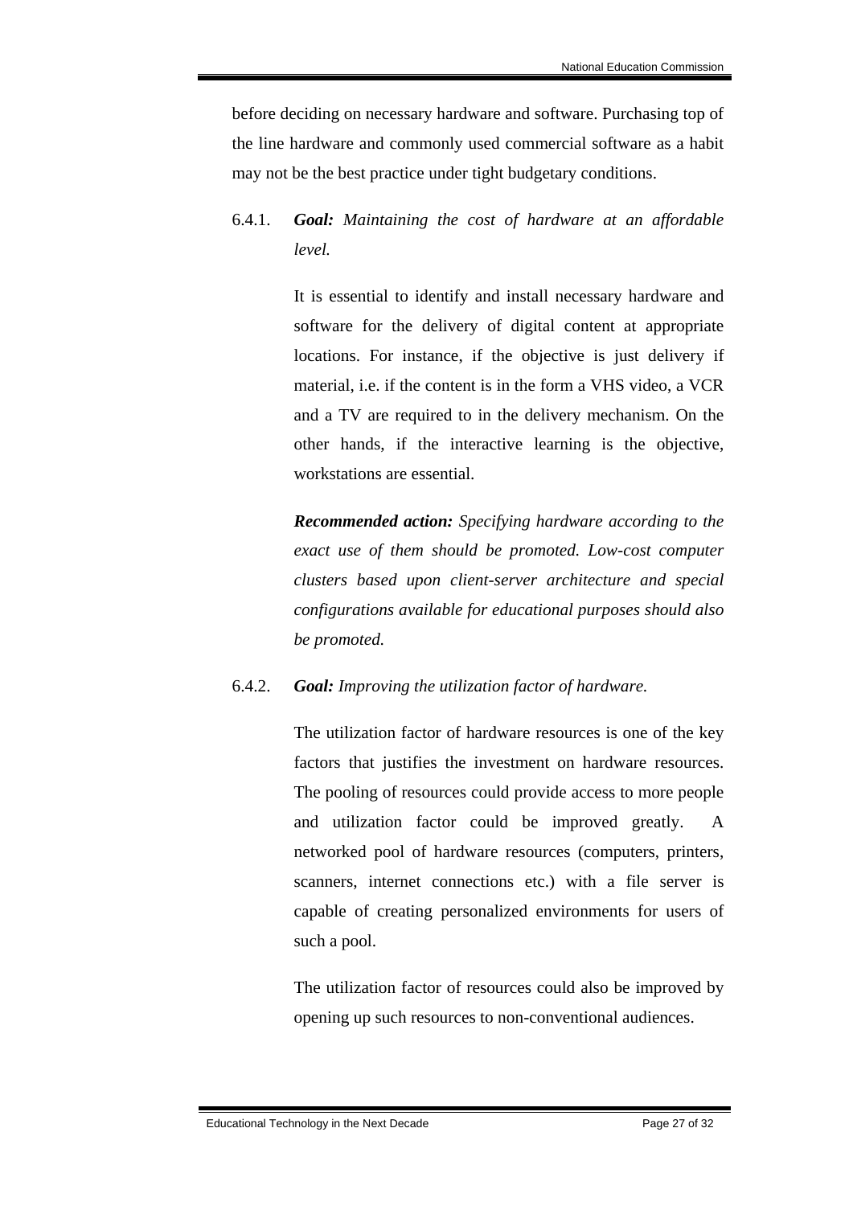before deciding on necessary hardware and software. Purchasing top of the line hardware and commonly used commercial software as a habit may not be the best practice under tight budgetary conditions.

6.4.1. ***Goal:*** *Maintaining the cost of hardware at an affordable level.*

It is essential to identify and install necessary hardware and software for the delivery of digital content at appropriate locations. For instance, if the objective is just delivery if material, i.e. if the content is in the form a VHS video, a VCR and a TV are required to in the delivery mechanism. On the other hands, if the interactive learning is the objective, workstations are essential.

***Recommended action:*** *Specifying hardware according to the exact use of them should be promoted. Low-cost computer clusters based upon client-server architecture and special configurations available for educational purposes should also be promoted.*

6.4.2. ***Goal:*** *Improving the utilization factor of hardware.*

The utilization factor of hardware resources is one of the key factors that justifies the investment on hardware resources. The pooling of resources could provide access to more people and utilization factor could be improved greatly. A networked pool of hardware resources (computers, printers, scanners, internet connections etc.) with a file server is capable of creating personalized environments for users of such a pool.

The utilization factor of resources could also be improved by opening up such resources to non-conventional audiences.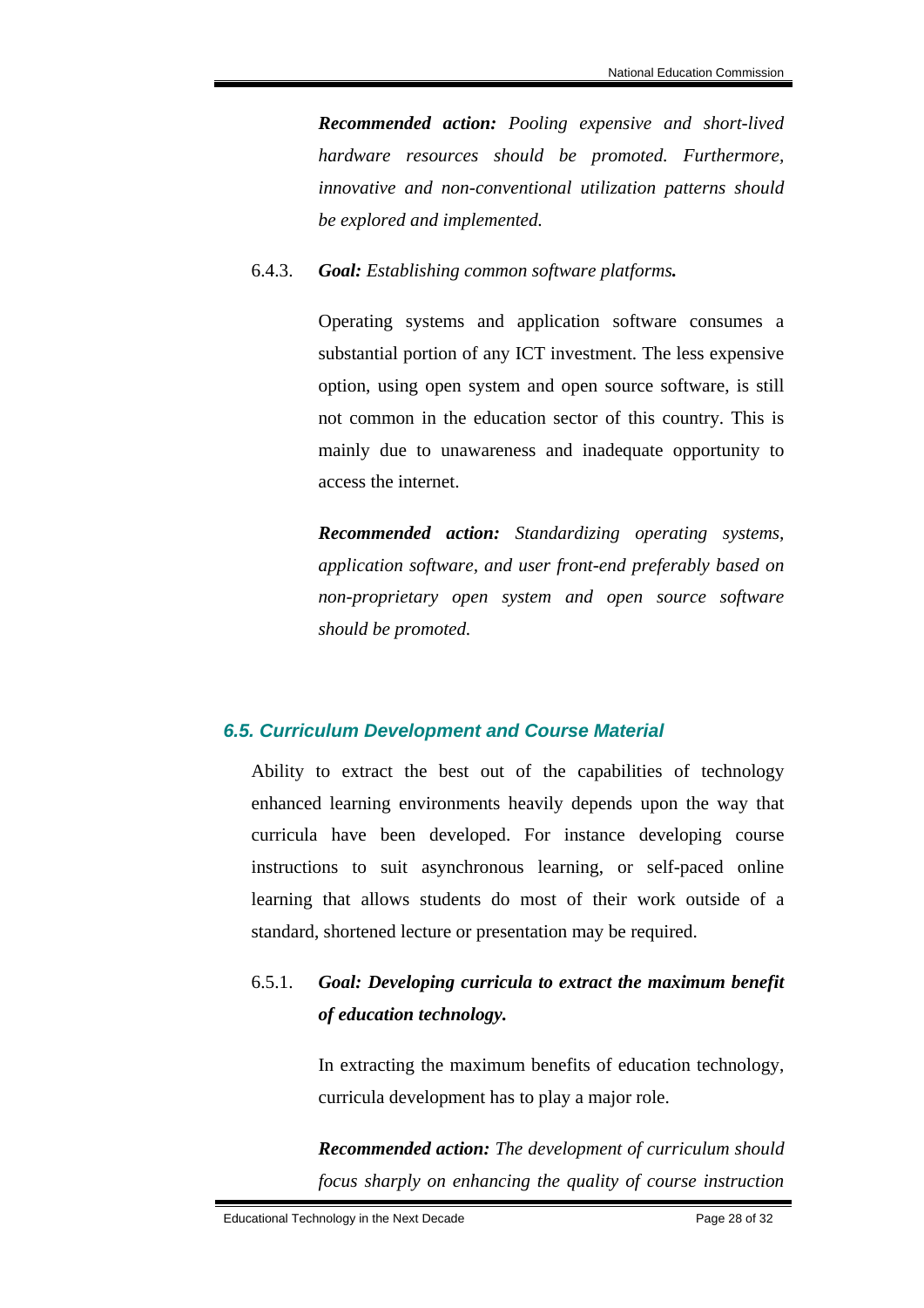***Recommended action:*** *Pooling expensive and short-lived hardware resources should be promoted. Furthermore, innovative and non-conventional utilization patterns should be explored and implemented.*

6.4.3. ***Goal:*** *Establishing common software platforms.*

Operating systems and application software consumes a substantial portion of any ICT investment. The less expensive option, using open system and open source software, is still not common in the education sector of this country. This is mainly due to unawareness and inadequate opportunity to access the internet.

***Recommended action:*** *Standardizing operating systems, application software, and user front-end preferably based on non-proprietary open system and open source software should be promoted.*

### *6.5. Curriculum Development and Course Material*

Ability to extract the best out of the capabilities of technology enhanced learning environments heavily depends upon the way that curricula have been developed. For instance developing course instructions to suit asynchronous learning, or self-paced online learning that allows students do most of their work outside of a standard, shortened lecture or presentation may be required.

6.5.1. ***Goal: Developing curricula to extract the maximum benefit of education technology.***

In extracting the maximum benefits of education technology, curricula development has to play a major role.

***Recommended action:*** *The development of curriculum should focus sharply on enhancing the quality of course instruction*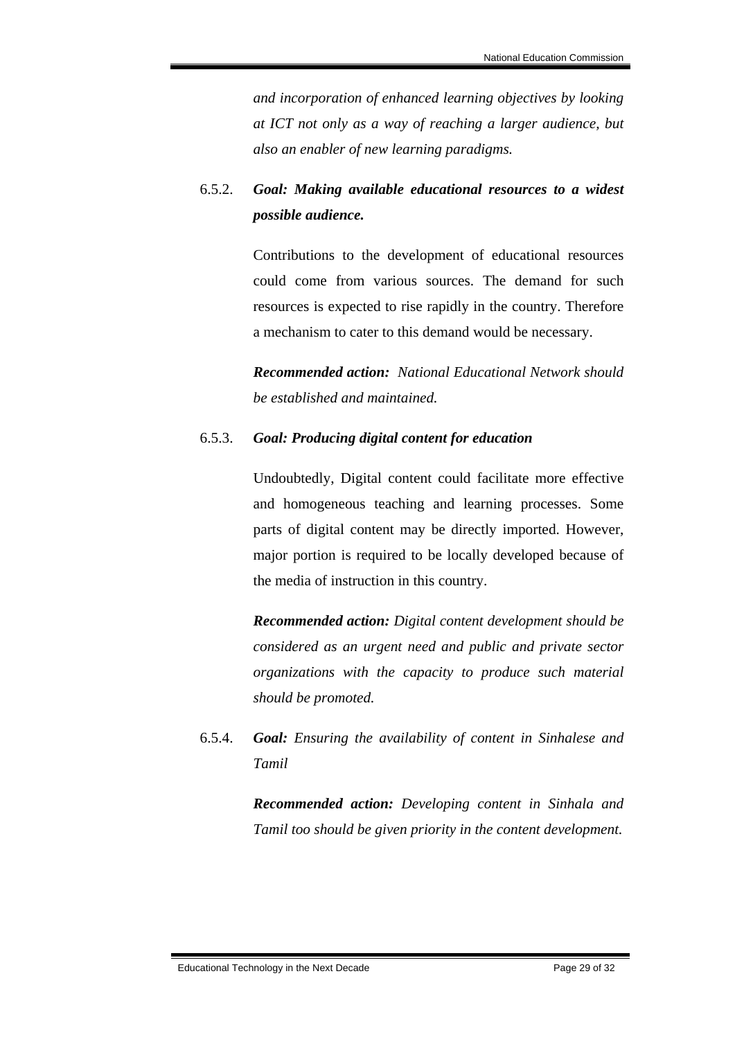*and incorporation of enhanced learning objectives by looking at ICT not only as a way of reaching a larger audience, but also an enabler of new learning paradigms.*

6.5.2. ***Goal: Making available educational resources to a widest possible audience.***

Contributions to the development of educational resources could come from various sources. The demand for such resources is expected to rise rapidly in the country. Therefore a mechanism to cater to this demand would be necessary.

***Recommended action:*** *National Educational Network should be established and maintained.*

6.5.3. ***Goal: Producing digital content for education***

Undoubtedly, Digital content could facilitate more effective and homogeneous teaching and learning processes. Some parts of digital content may be directly imported. However, major portion is required to be locally developed because of the media of instruction in this country.

***Recommended action:*** *Digital content development should be considered as an urgent need and public and private sector organizations with the capacity to produce such material should be promoted.*

6.5.4. ***Goal:*** *Ensuring the availability of content in Sinhalese and Tamil*

***Recommended action:*** *Developing content in Sinhala and Tamil too should be given priority in the content development.*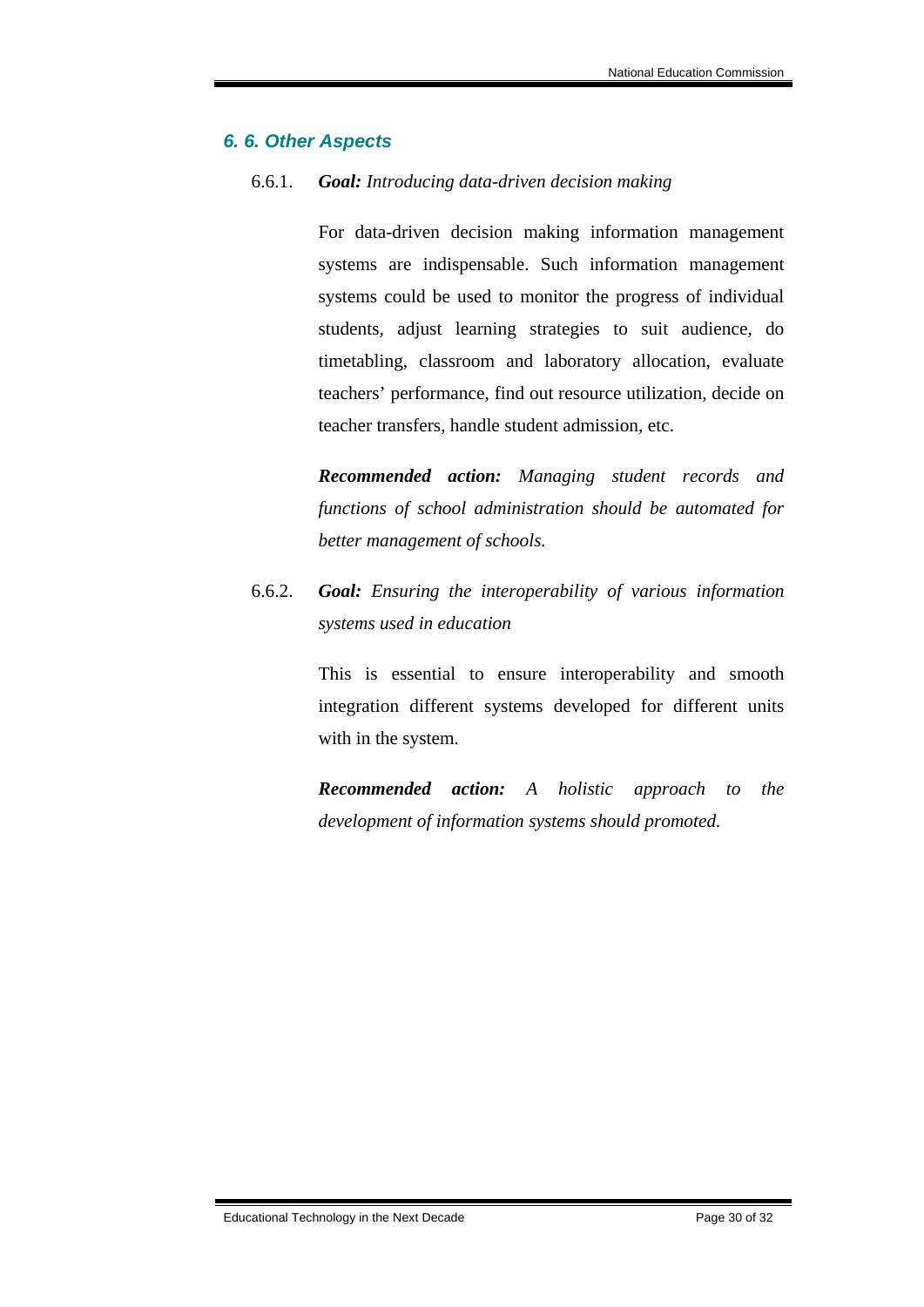### *6. 6. Other Aspects*

6.6.1. ***Goal:*** *Introducing data-driven decision making*

For data-driven decision making information management systems are indispensable. Such information management systems could be used to monitor the progress of individual students, adjust learning strategies to suit audience, do timetabling, classroom and laboratory allocation, evaluate teachers' performance, find out resource utilization, decide on teacher transfers, handle student admission, etc.

***Recommended action:*** *Managing student records and functions of school administration should be automated for better management of schools.*

6.6.2. ***Goal:*** *Ensuring the interoperability of various information systems used in education*

This is essential to ensure interoperability and smooth integration different systems developed for different units with in the system.

***Recommended action:*** *A holistic approach to the development of information systems should promoted.*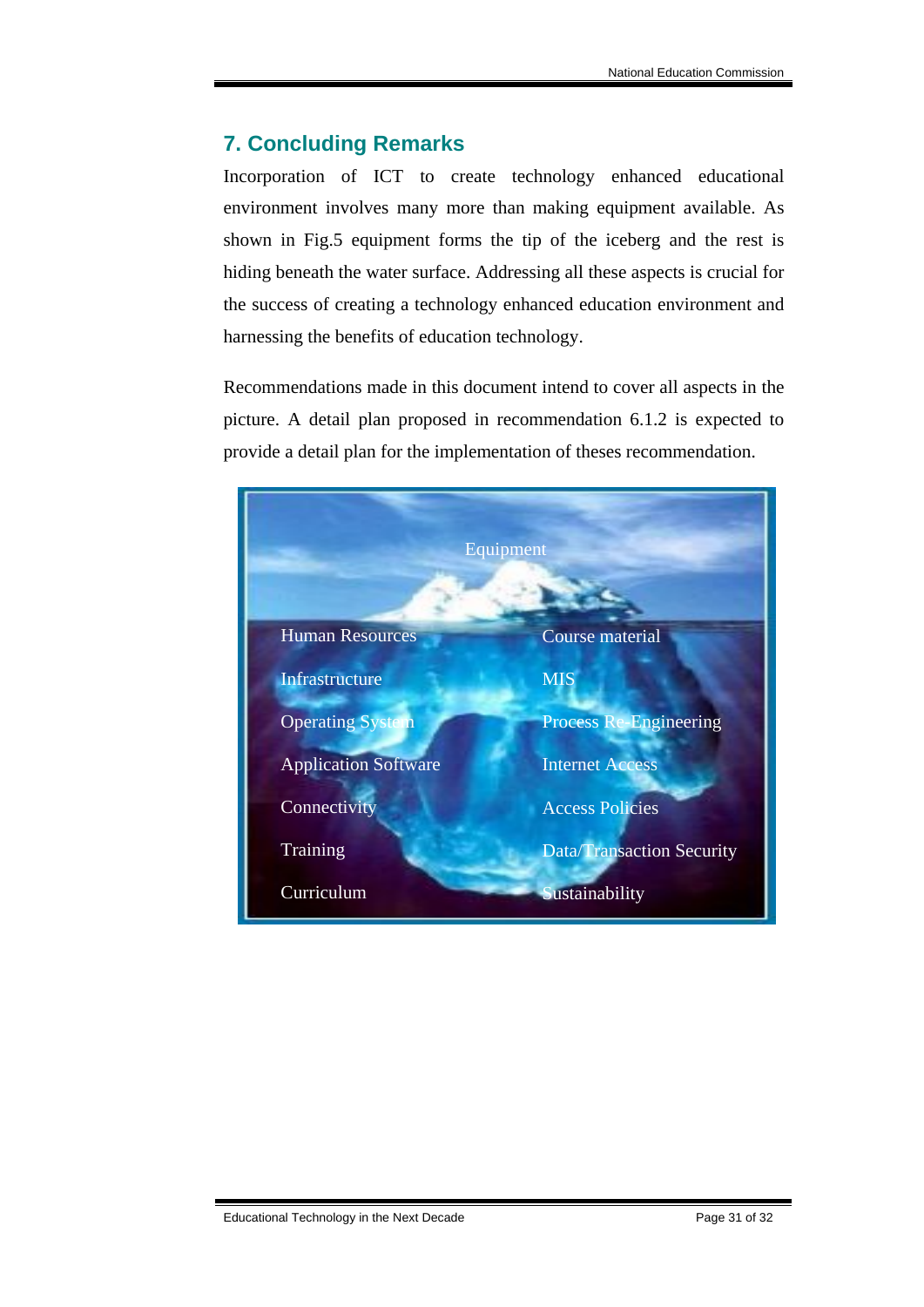## 7. Concluding Remarks

Incorporation of ICT to create technology enhanced educational environment involves many more than making equipment available. As shown in Fig.5 equipment forms the tip of the iceberg and the rest is hiding beneath the water surface. Addressing all these aspects is crucial for the success of creating a technology enhanced education environment and harnessing the benefits of education technology.

Recommendations made in this document intend to cover all aspects in the picture. A detail plan proposed in recommendation 6.1.2 is expected to provide a detail plan for the implementation of theses recommendation.

Equipment

| | |
|---|---|
| Human Resources | Course material |
| Infrastructure | MIS |
| Operating System | Process Re-Engineering |
| Application Software | Internet Access |
| Connectivity | Access Policies |
| Training | Data/Transaction Security |
| Curriculum | Sustainability |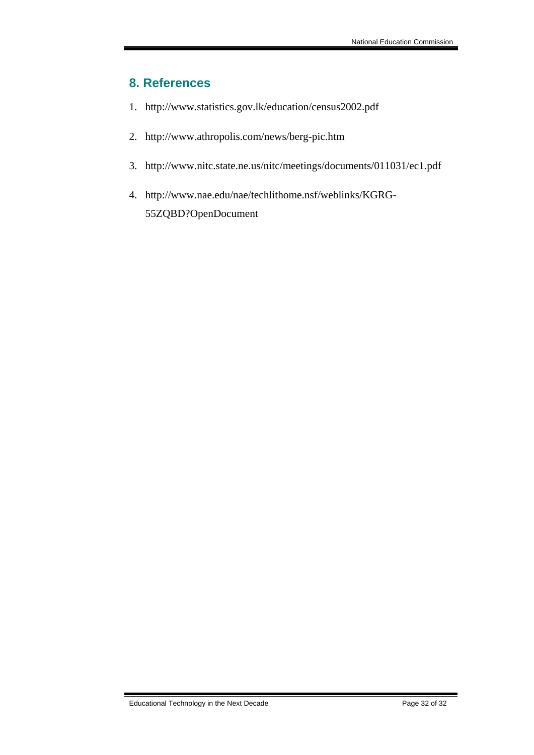## 8. References

1. http://www.statistics.gov.lk/education/census2002.pdf
2. http://www.athropolis.com/news/berg-pic.htm
3. http://www.nitc.state.ne.us/nitc/meetings/documents/011031/ec1.pdf
4. http://www.nae.edu/nae/techlithome.nsf/weblinks/KGRG-55ZQBD?OpenDocument